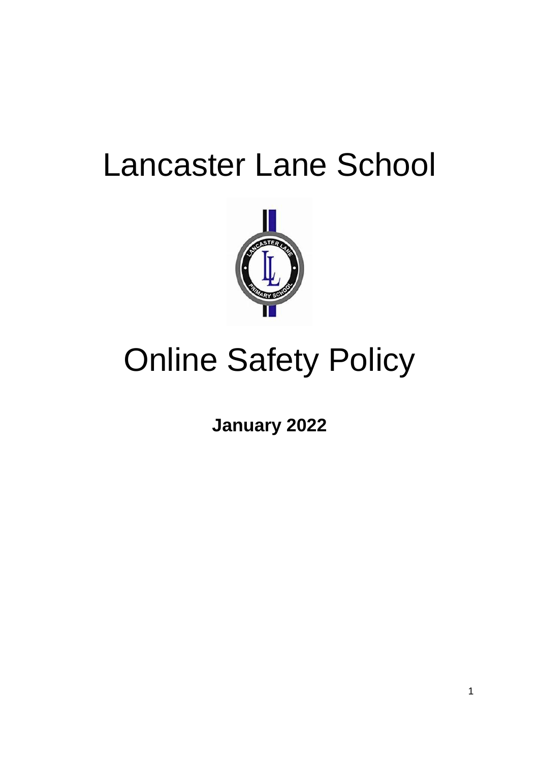# Lancaster Lane School

# Online Safety Policy

**January 2022**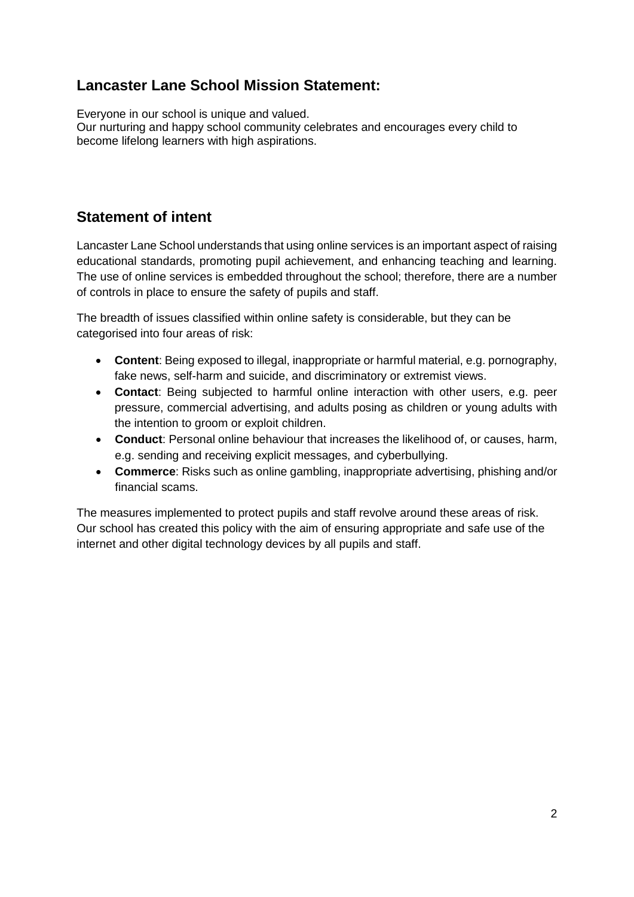## Lancaster Lane School Mission Statement:

Everyone in our school is unique and valued.
Our nurturing and happy school community celebrates and encourages every child to become lifelong learners with high aspirations.

## Statement of intent

Lancaster Lane School understands that using online services is an important aspect of raising educational standards, promoting pupil achievement, and enhancing teaching and learning. The use of online services is embedded throughout the school; therefore, there are a number of controls in place to ensure the safety of pupils and staff.

The breadth of issues classified within online safety is considerable, but they can be categorised into four areas of risk:

- **Content**: Being exposed to illegal, inappropriate or harmful material, e.g. pornography, fake news, self-harm and suicide, and discriminatory or extremist views.
- **Contact**: Being subjected to harmful online interaction with other users, e.g. peer pressure, commercial advertising, and adults posing as children or young adults with the intention to groom or exploit children.
- **Conduct**: Personal online behaviour that increases the likelihood of, or causes, harm, e.g. sending and receiving explicit messages, and cyberbullying.
- **Commerce**: Risks such as online gambling, inappropriate advertising, phishing and/or financial scams.

The measures implemented to protect pupils and staff revolve around these areas of risk. Our school has created this policy with the aim of ensuring appropriate and safe use of the internet and other digital technology devices by all pupils and staff.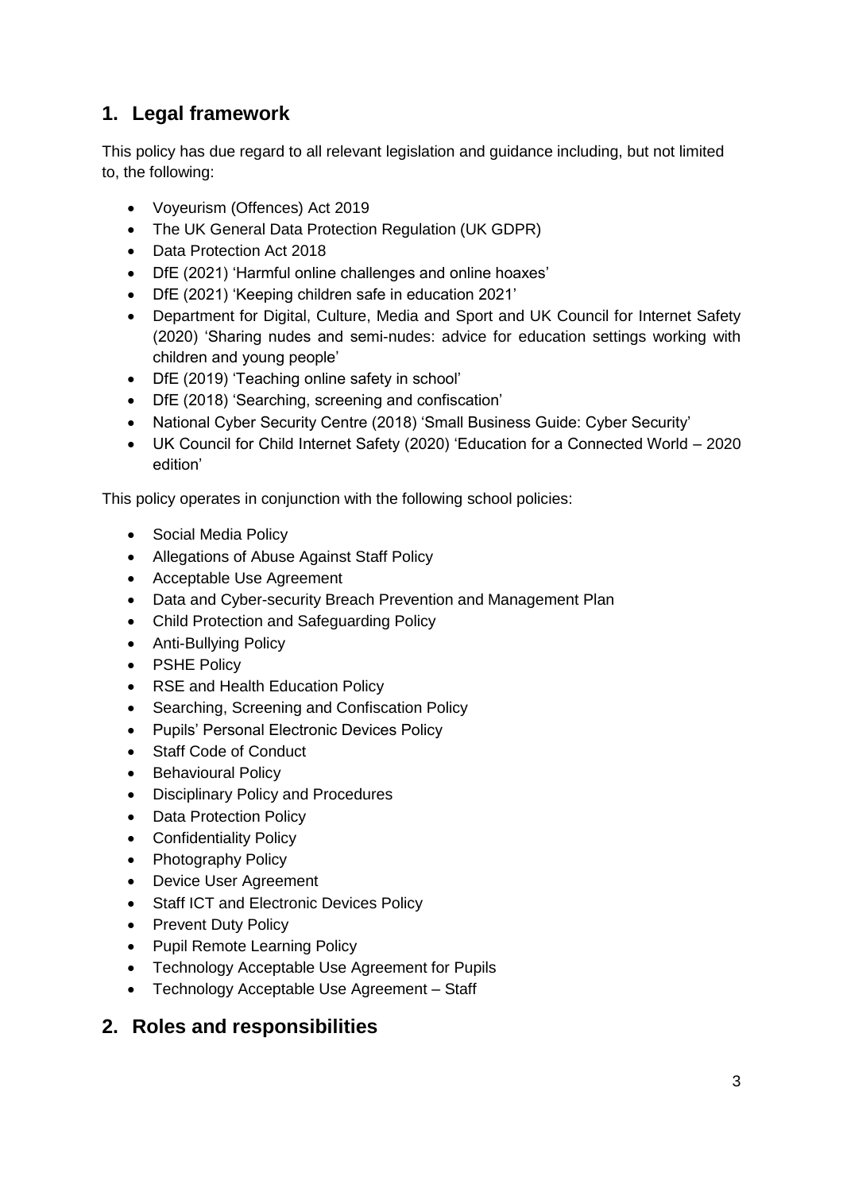## 1. Legal framework

This policy has due regard to all relevant legislation and guidance including, but not limited to, the following:

- Voyeurism (Offences) Act 2019
- The UK General Data Protection Regulation (UK GDPR)
- Data Protection Act 2018
- DfE (2021) 'Harmful online challenges and online hoaxes'
- DfE (2021) 'Keeping children safe in education 2021'
- Department for Digital, Culture, Media and Sport and UK Council for Internet Safety (2020) 'Sharing nudes and semi-nudes: advice for education settings working with children and young people'
- DfE (2019) 'Teaching online safety in school'
- DfE (2018) 'Searching, screening and confiscation'
- National Cyber Security Centre (2018) 'Small Business Guide: Cyber Security'
- UK Council for Child Internet Safety (2020) 'Education for a Connected World – 2020 edition'

This policy operates in conjunction with the following school policies:

- Social Media Policy
- Allegations of Abuse Against Staff Policy
- Acceptable Use Agreement
- Data and Cyber-security Breach Prevention and Management Plan
- Child Protection and Safeguarding Policy
- Anti-Bullying Policy
- PSHE Policy
- RSE and Health Education Policy
- Searching, Screening and Confiscation Policy
- Pupils' Personal Electronic Devices Policy
- Staff Code of Conduct
- Behavioural Policy
- Disciplinary Policy and Procedures
- Data Protection Policy
- Confidentiality Policy
- Photography Policy
- Device User Agreement
- Staff ICT and Electronic Devices Policy
- Prevent Duty Policy
- Pupil Remote Learning Policy
- Technology Acceptable Use Agreement for Pupils
- Technology Acceptable Use Agreement – Staff

## 2. Roles and responsibilities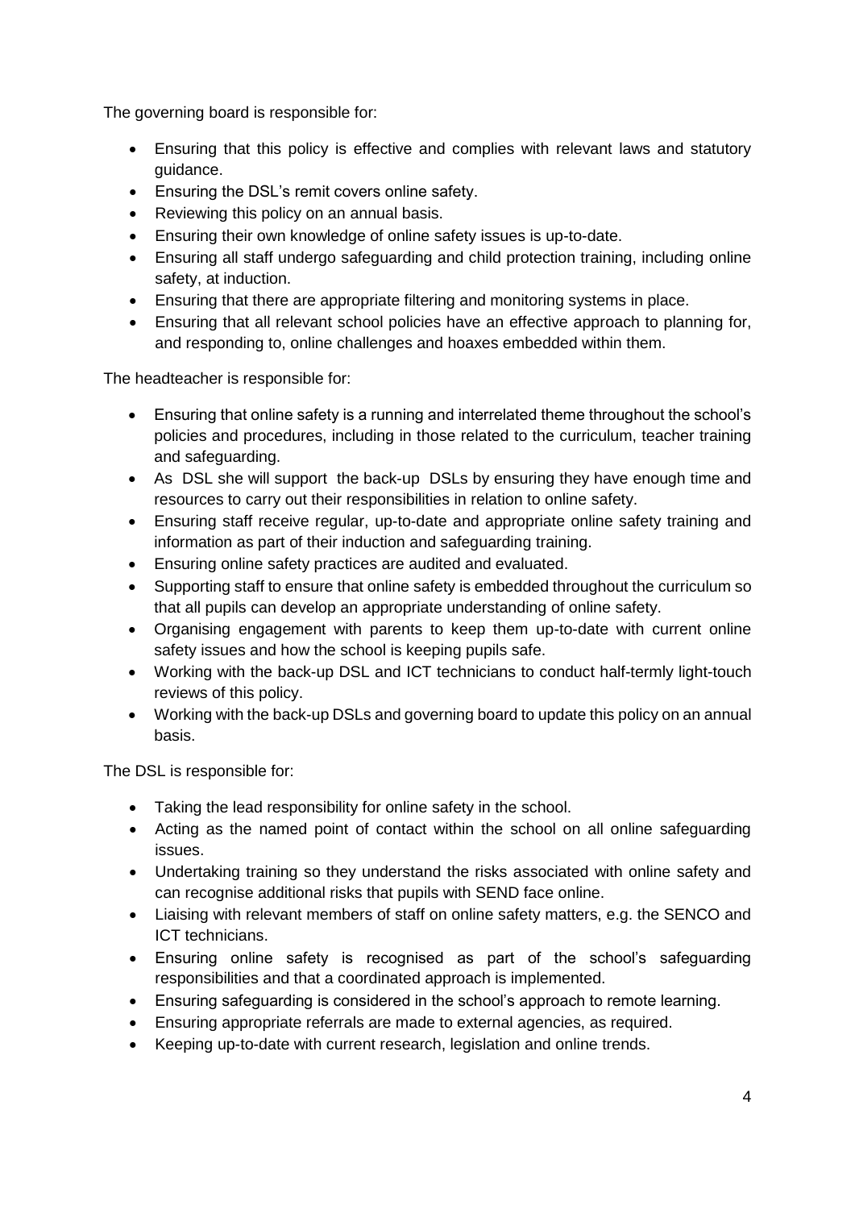The governing board is responsible for:

- Ensuring that this policy is effective and complies with relevant laws and statutory guidance.
- Ensuring the DSL's remit covers online safety.
- Reviewing this policy on an annual basis.
- Ensuring their own knowledge of online safety issues is up-to-date.
- Ensuring all staff undergo safeguarding and child protection training, including online safety, at induction.
- Ensuring that there are appropriate filtering and monitoring systems in place.
- Ensuring that all relevant school policies have an effective approach to planning for, and responding to, online challenges and hoaxes embedded within them.

The headteacher is responsible for:

- Ensuring that online safety is a running and interrelated theme throughout the school's policies and procedures, including in those related to the curriculum, teacher training and safeguarding.
- As DSL she will support the back-up DSLs by ensuring they have enough time and resources to carry out their responsibilities in relation to online safety.
- Ensuring staff receive regular, up-to-date and appropriate online safety training and information as part of their induction and safeguarding training.
- Ensuring online safety practices are audited and evaluated.
- Supporting staff to ensure that online safety is embedded throughout the curriculum so that all pupils can develop an appropriate understanding of online safety.
- Organising engagement with parents to keep them up-to-date with current online safety issues and how the school is keeping pupils safe.
- Working with the back-up DSL and ICT technicians to conduct half-termly light-touch reviews of this policy.
- Working with the back-up DSLs and governing board to update this policy on an annual basis.

The DSL is responsible for:

- Taking the lead responsibility for online safety in the school.
- Acting as the named point of contact within the school on all online safeguarding issues.
- Undertaking training so they understand the risks associated with online safety and can recognise additional risks that pupils with SEND face online.
- Liaising with relevant members of staff on online safety matters, e.g. the SENCO and ICT technicians.
- Ensuring online safety is recognised as part of the school's safeguarding responsibilities and that a coordinated approach is implemented.
- Ensuring safeguarding is considered in the school's approach to remote learning.
- Ensuring appropriate referrals are made to external agencies, as required.
- Keeping up-to-date with current research, legislation and online trends.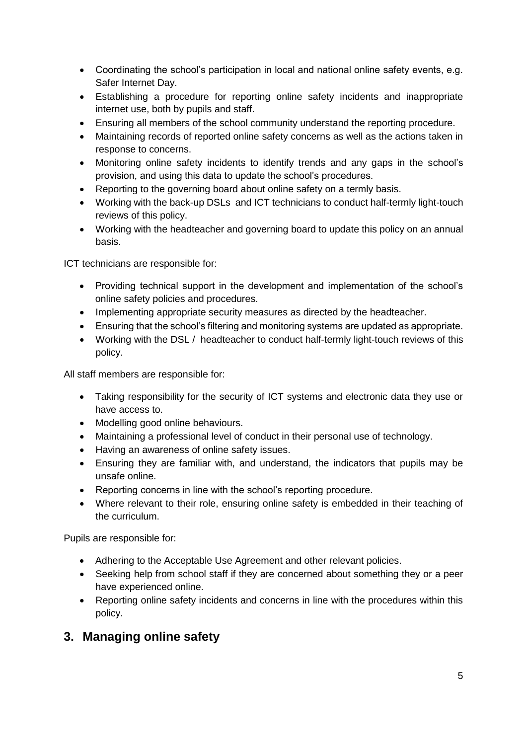- Coordinating the school's participation in local and national online safety events, e.g. Safer Internet Day.
- Establishing a procedure for reporting online safety incidents and inappropriate internet use, both by pupils and staff.
- Ensuring all members of the school community understand the reporting procedure.
- Maintaining records of reported online safety concerns as well as the actions taken in response to concerns.
- Monitoring online safety incidents to identify trends and any gaps in the school's provision, and using this data to update the school's procedures.
- Reporting to the governing board about online safety on a termly basis.
- Working with the back-up DSLs and ICT technicians to conduct half-termly light-touch reviews of this policy.
- Working with the headteacher and governing board to update this policy on an annual basis.

ICT technicians are responsible for:

- Providing technical support in the development and implementation of the school's online safety policies and procedures.
- Implementing appropriate security measures as directed by the headteacher.
- Ensuring that the school's filtering and monitoring systems are updated as appropriate.
- Working with the DSL / headteacher to conduct half-termly light-touch reviews of this policy.

All staff members are responsible for:

- Taking responsibility for the security of ICT systems and electronic data they use or have access to.
- Modelling good online behaviours.
- Maintaining a professional level of conduct in their personal use of technology.
- Having an awareness of online safety issues.
- Ensuring they are familiar with, and understand, the indicators that pupils may be unsafe online.
- Reporting concerns in line with the school's reporting procedure.
- Where relevant to their role, ensuring online safety is embedded in their teaching of the curriculum.

Pupils are responsible for:

- Adhering to the Acceptable Use Agreement and other relevant policies.
- Seeking help from school staff if they are concerned about something they or a peer have experienced online.
- Reporting online safety incidents and concerns in line with the procedures within this policy.

## 3. Managing online safety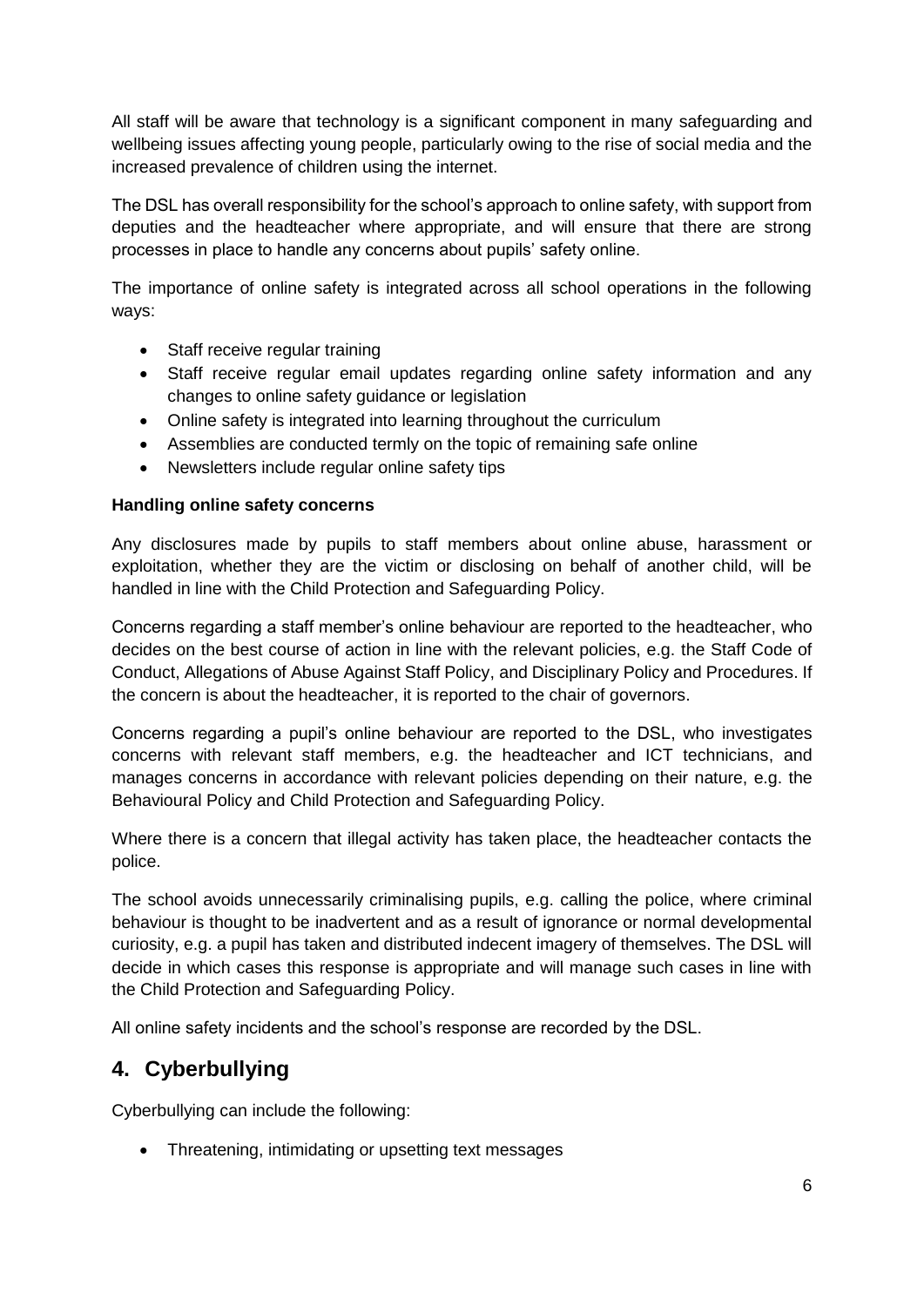All staff will be aware that technology is a significant component in many safeguarding and wellbeing issues affecting young people, particularly owing to the rise of social media and the increased prevalence of children using the internet.

The DSL has overall responsibility for the school's approach to online safety, with support from deputies and the headteacher where appropriate, and will ensure that there are strong processes in place to handle any concerns about pupils' safety online.

The importance of online safety is integrated across all school operations in the following ways:

- Staff receive regular training
- Staff receive regular email updates regarding online safety information and any changes to online safety guidance or legislation
- Online safety is integrated into learning throughout the curriculum
- Assemblies are conducted termly on the topic of remaining safe online
- Newsletters include regular online safety tips

**Handling online safety concerns**

Any disclosures made by pupils to staff members about online abuse, harassment or exploitation, whether they are the victim or disclosing on behalf of another child, will be handled in line with the Child Protection and Safeguarding Policy.

Concerns regarding a staff member's online behaviour are reported to the headteacher, who decides on the best course of action in line with the relevant policies, e.g. the Staff Code of Conduct, Allegations of Abuse Against Staff Policy, and Disciplinary Policy and Procedures. If the concern is about the headteacher, it is reported to the chair of governors.

Concerns regarding a pupil's online behaviour are reported to the DSL, who investigates concerns with relevant staff members, e.g. the headteacher and ICT technicians, and manages concerns in accordance with relevant policies depending on their nature, e.g. the Behavioural Policy and Child Protection and Safeguarding Policy.

Where there is a concern that illegal activity has taken place, the headteacher contacts the police.

The school avoids unnecessarily criminalising pupils, e.g. calling the police, where criminal behaviour is thought to be inadvertent and as a result of ignorance or normal developmental curiosity, e.g. a pupil has taken and distributed indecent imagery of themselves. The DSL will decide in which cases this response is appropriate and will manage such cases in line with the Child Protection and Safeguarding Policy.

All online safety incidents and the school's response are recorded by the DSL.

## 4. Cyberbullying

Cyberbullying can include the following:

- Threatening, intimidating or upsetting text messages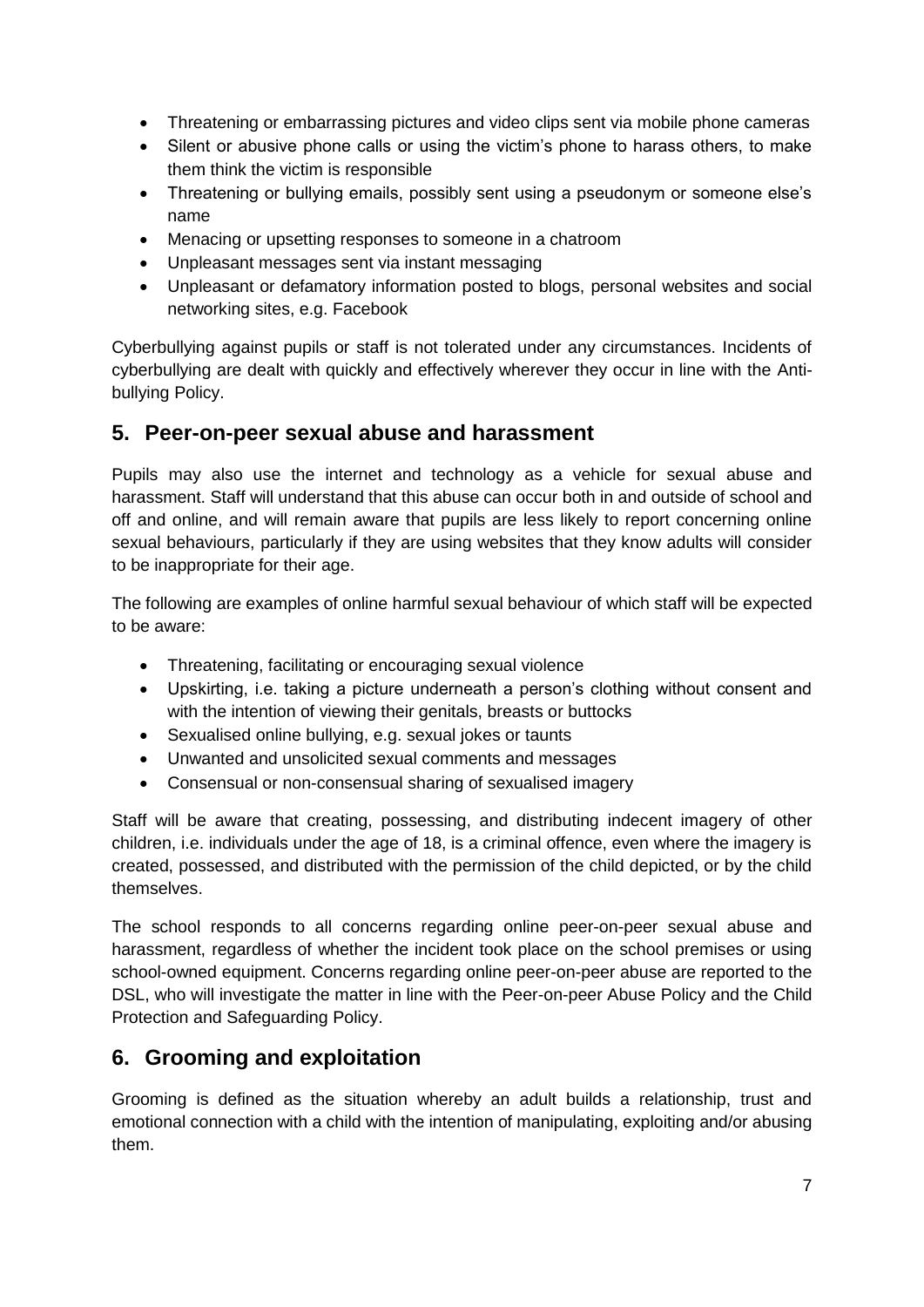- Threatening or embarrassing pictures and video clips sent via mobile phone cameras
- Silent or abusive phone calls or using the victim's phone to harass others, to make them think the victim is responsible
- Threatening or bullying emails, possibly sent using a pseudonym or someone else's name
- Menacing or upsetting responses to someone in a chatroom
- Unpleasant messages sent via instant messaging
- Unpleasant or defamatory information posted to blogs, personal websites and social networking sites, e.g. Facebook

Cyberbullying against pupils or staff is not tolerated under any circumstances. Incidents of cyberbullying are dealt with quickly and effectively wherever they occur in line with the Anti-bullying Policy.

## 5. Peer-on-peer sexual abuse and harassment

Pupils may also use the internet and technology as a vehicle for sexual abuse and harassment. Staff will understand that this abuse can occur both in and outside of school and off and online, and will remain aware that pupils are less likely to report concerning online sexual behaviours, particularly if they are using websites that they know adults will consider to be inappropriate for their age.

The following are examples of online harmful sexual behaviour of which staff will be expected to be aware:

- Threatening, facilitating or encouraging sexual violence
- Upskirting, i.e. taking a picture underneath a person's clothing without consent and with the intention of viewing their genitals, breasts or buttocks
- Sexualised online bullying, e.g. sexual jokes or taunts
- Unwanted and unsolicited sexual comments and messages
- Consensual or non-consensual sharing of sexualised imagery

Staff will be aware that creating, possessing, and distributing indecent imagery of other children, i.e. individuals under the age of 18, is a criminal offence, even where the imagery is created, possessed, and distributed with the permission of the child depicted, or by the child themselves.

The school responds to all concerns regarding online peer-on-peer sexual abuse and harassment, regardless of whether the incident took place on the school premises or using school-owned equipment. Concerns regarding online peer-on-peer abuse are reported to the DSL, who will investigate the matter in line with the Peer-on-peer Abuse Policy and the Child Protection and Safeguarding Policy.

## 6. Grooming and exploitation

Grooming is defined as the situation whereby an adult builds a relationship, trust and emotional connection with a child with the intention of manipulating, exploiting and/or abusing them.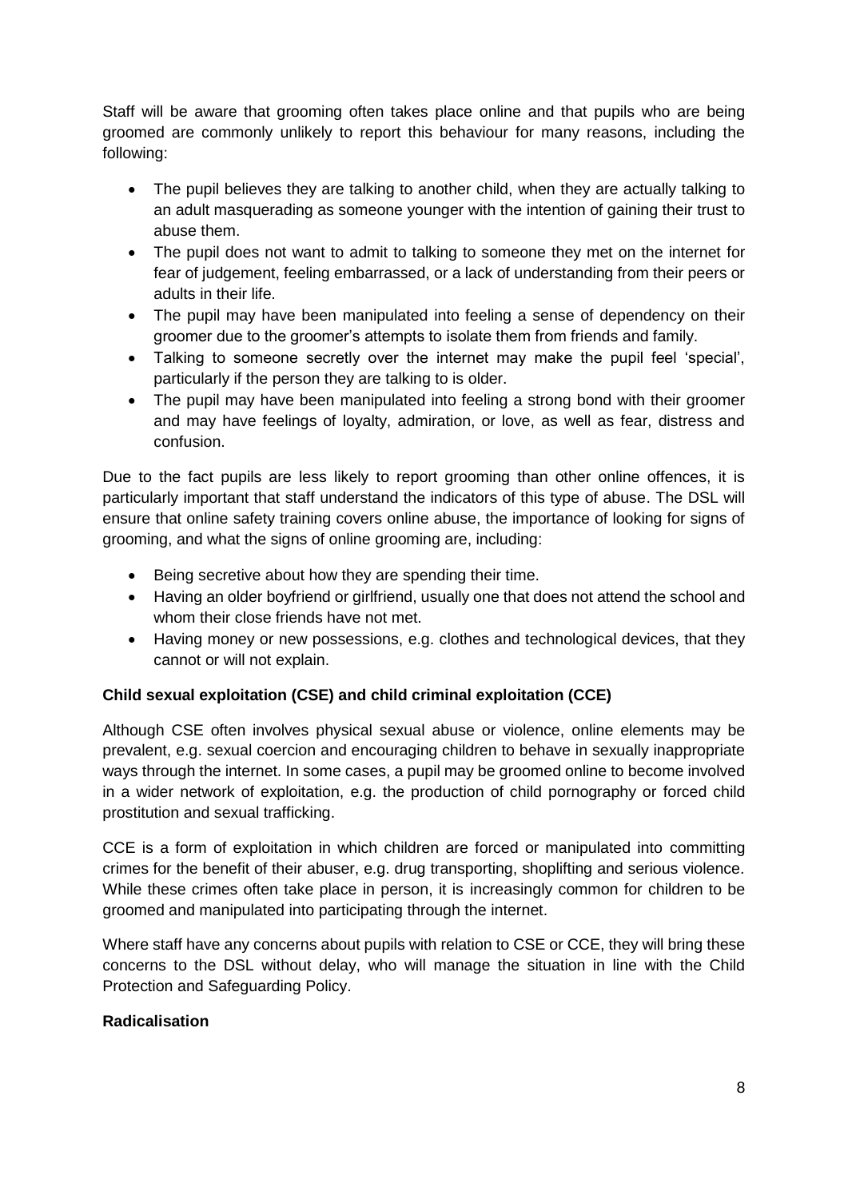Staff will be aware that grooming often takes place online and that pupils who are being groomed are commonly unlikely to report this behaviour for many reasons, including the following:

- The pupil believes they are talking to another child, when they are actually talking to an adult masquerading as someone younger with the intention of gaining their trust to abuse them.
- The pupil does not want to admit to talking to someone they met on the internet for fear of judgement, feeling embarrassed, or a lack of understanding from their peers or adults in their life.
- The pupil may have been manipulated into feeling a sense of dependency on their groomer due to the groomer's attempts to isolate them from friends and family.
- Talking to someone secretly over the internet may make the pupil feel 'special', particularly if the person they are talking to is older.
- The pupil may have been manipulated into feeling a strong bond with their groomer and may have feelings of loyalty, admiration, or love, as well as fear, distress and confusion.

Due to the fact pupils are less likely to report grooming than other online offences, it is particularly important that staff understand the indicators of this type of abuse. The DSL will ensure that online safety training covers online abuse, the importance of looking for signs of grooming, and what the signs of online grooming are, including:

- Being secretive about how they are spending their time.
- Having an older boyfriend or girlfriend, usually one that does not attend the school and whom their close friends have not met.
- Having money or new possessions, e.g. clothes and technological devices, that they cannot or will not explain.

**Child sexual exploitation (CSE) and child criminal exploitation (CCE)**

Although CSE often involves physical sexual abuse or violence, online elements may be prevalent, e.g. sexual coercion and encouraging children to behave in sexually inappropriate ways through the internet. In some cases, a pupil may be groomed online to become involved in a wider network of exploitation, e.g. the production of child pornography or forced child prostitution and sexual trafficking.

CCE is a form of exploitation in which children are forced or manipulated into committing crimes for the benefit of their abuser, e.g. drug transporting, shoplifting and serious violence. While these crimes often take place in person, it is increasingly common for children to be groomed and manipulated into participating through the internet.

Where staff have any concerns about pupils with relation to CSE or CCE, they will bring these concerns to the DSL without delay, who will manage the situation in line with the Child Protection and Safeguarding Policy.

**Radicalisation**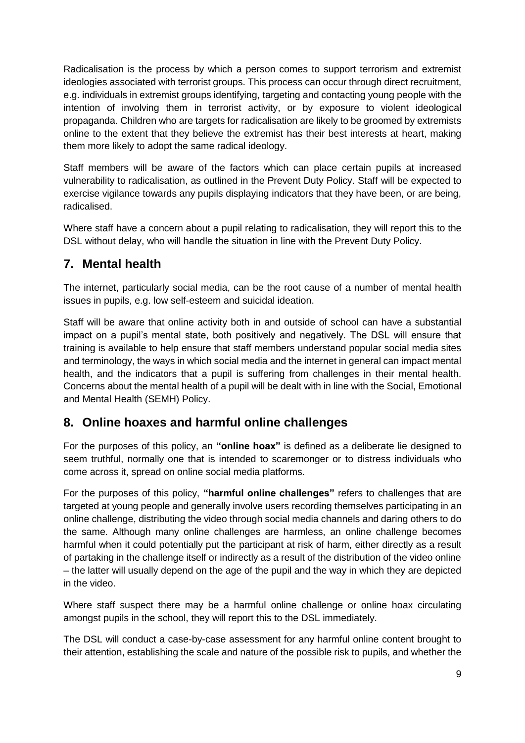Radicalisation is the process by which a person comes to support terrorism and extremist ideologies associated with terrorist groups. This process can occur through direct recruitment, e.g. individuals in extremist groups identifying, targeting and contacting young people with the intention of involving them in terrorist activity, or by exposure to violent ideological propaganda. Children who are targets for radicalisation are likely to be groomed by extremists online to the extent that they believe the extremist has their best interests at heart, making them more likely to adopt the same radical ideology.

Staff members will be aware of the factors which can place certain pupils at increased vulnerability to radicalisation, as outlined in the Prevent Duty Policy. Staff will be expected to exercise vigilance towards any pupils displaying indicators that they have been, or are being, radicalised.

Where staff have a concern about a pupil relating to radicalisation, they will report this to the DSL without delay, who will handle the situation in line with the Prevent Duty Policy.

## 7. Mental health

The internet, particularly social media, can be the root cause of a number of mental health issues in pupils, e.g. low self-esteem and suicidal ideation.

Staff will be aware that online activity both in and outside of school can have a substantial impact on a pupil's mental state, both positively and negatively. The DSL will ensure that training is available to help ensure that staff members understand popular social media sites and terminology, the ways in which social media and the internet in general can impact mental health, and the indicators that a pupil is suffering from challenges in their mental health. Concerns about the mental health of a pupil will be dealt with in line with the Social, Emotional and Mental Health (SEMH) Policy.

## 8. Online hoaxes and harmful online challenges

For the purposes of this policy, an **"online hoax"** is defined as a deliberate lie designed to seem truthful, normally one that is intended to scaremonger or to distress individuals who come across it, spread on online social media platforms.

For the purposes of this policy, **"harmful online challenges"** refers to challenges that are targeted at young people and generally involve users recording themselves participating in an online challenge, distributing the video through social media channels and daring others to do the same. Although many online challenges are harmless, an online challenge becomes harmful when it could potentially put the participant at risk of harm, either directly as a result of partaking in the challenge itself or indirectly as a result of the distribution of the video online – the latter will usually depend on the age of the pupil and the way in which they are depicted in the video.

Where staff suspect there may be a harmful online challenge or online hoax circulating amongst pupils in the school, they will report this to the DSL immediately.

The DSL will conduct a case-by-case assessment for any harmful online content brought to their attention, establishing the scale and nature of the possible risk to pupils, and whether the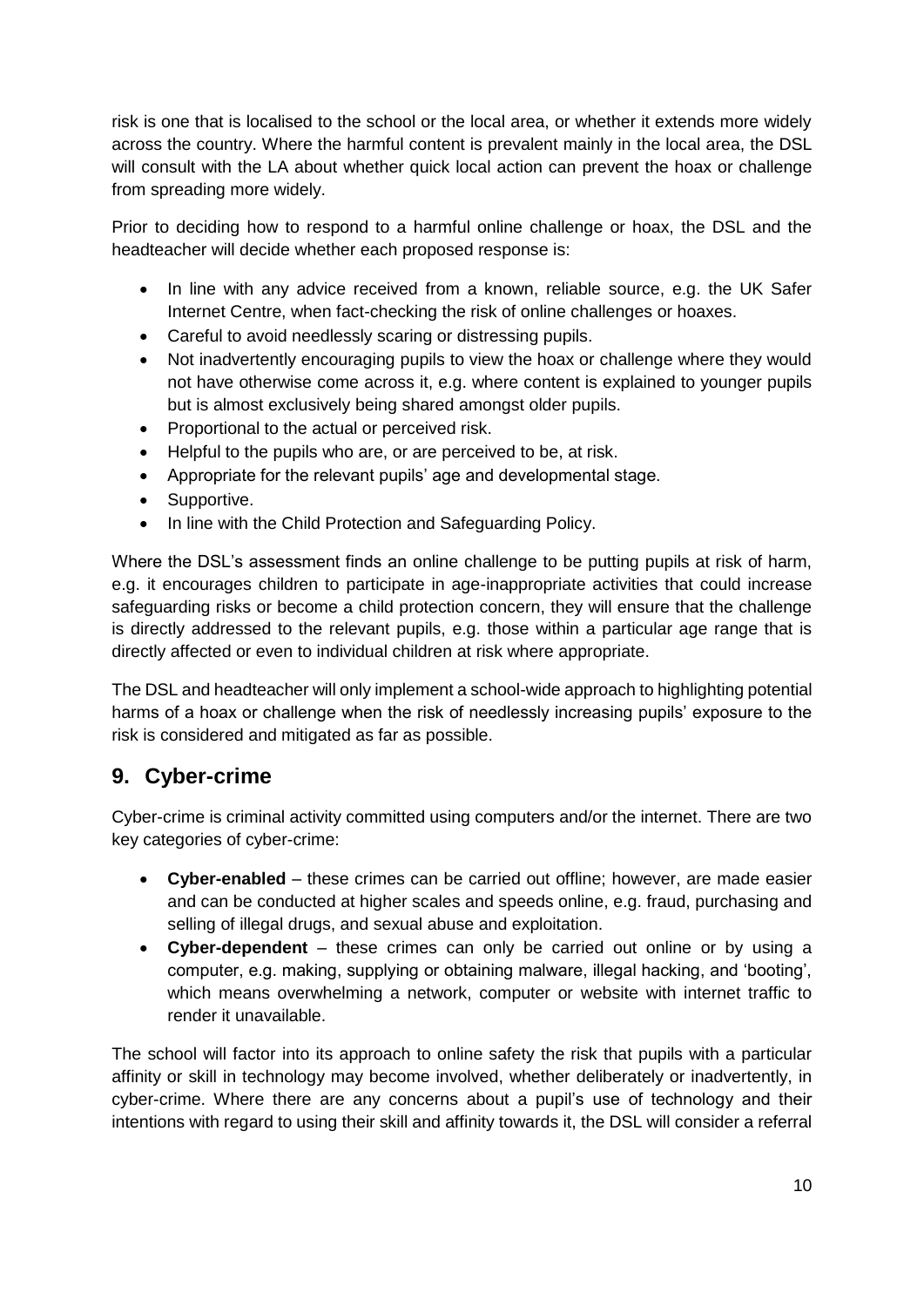risk is one that is localised to the school or the local area, or whether it extends more widely across the country. Where the harmful content is prevalent mainly in the local area, the DSL will consult with the LA about whether quick local action can prevent the hoax or challenge from spreading more widely.

Prior to deciding how to respond to a harmful online challenge or hoax, the DSL and the headteacher will decide whether each proposed response is:

- In line with any advice received from a known, reliable source, e.g. the UK Safer Internet Centre, when fact-checking the risk of online challenges or hoaxes.
- Careful to avoid needlessly scaring or distressing pupils.
- Not inadvertently encouraging pupils to view the hoax or challenge where they would not have otherwise come across it, e.g. where content is explained to younger pupils but is almost exclusively being shared amongst older pupils.
- Proportional to the actual or perceived risk.
- Helpful to the pupils who are, or are perceived to be, at risk.
- Appropriate for the relevant pupils' age and developmental stage.
- Supportive.
- In line with the Child Protection and Safeguarding Policy.

Where the DSL's assessment finds an online challenge to be putting pupils at risk of harm, e.g. it encourages children to participate in age-inappropriate activities that could increase safeguarding risks or become a child protection concern, they will ensure that the challenge is directly addressed to the relevant pupils, e.g. those within a particular age range that is directly affected or even to individual children at risk where appropriate.

The DSL and headteacher will only implement a school-wide approach to highlighting potential harms of a hoax or challenge when the risk of needlessly increasing pupils' exposure to the risk is considered and mitigated as far as possible.

## 9. Cyber-crime

Cyber-crime is criminal activity committed using computers and/or the internet. There are two key categories of cyber-crime:

- **Cyber-enabled** – these crimes can be carried out offline; however, are made easier and can be conducted at higher scales and speeds online, e.g. fraud, purchasing and selling of illegal drugs, and sexual abuse and exploitation.
- **Cyber-dependent** – these crimes can only be carried out online or by using a computer, e.g. making, supplying or obtaining malware, illegal hacking, and 'booting', which means overwhelming a network, computer or website with internet traffic to render it unavailable.

The school will factor into its approach to online safety the risk that pupils with a particular affinity or skill in technology may become involved, whether deliberately or inadvertently, in cyber-crime. Where there are any concerns about a pupil's use of technology and their intentions with regard to using their skill and affinity towards it, the DSL will consider a referral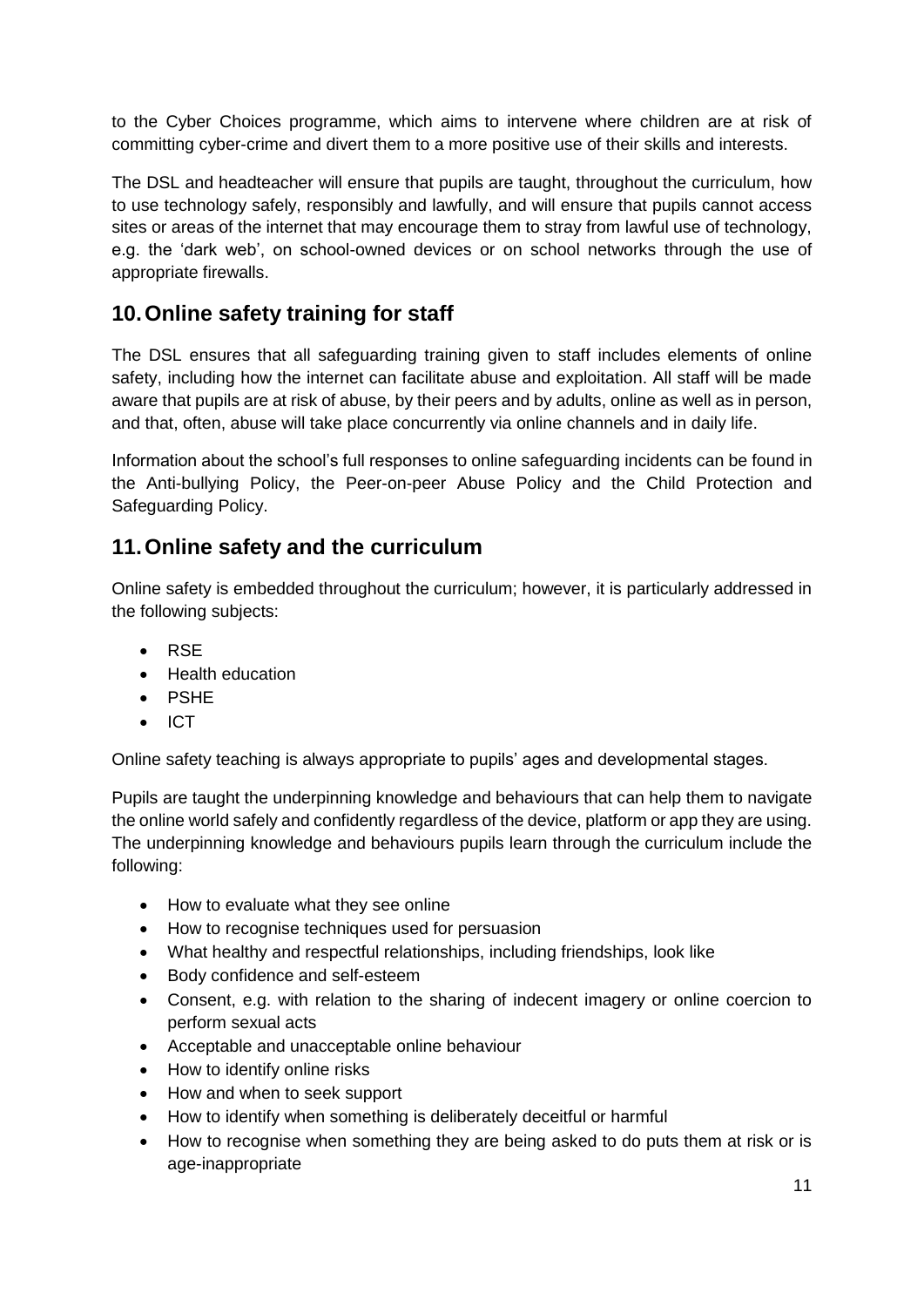to the Cyber Choices programme, which aims to intervene where children are at risk of committing cyber-crime and divert them to a more positive use of their skills and interests.

The DSL and headteacher will ensure that pupils are taught, throughout the curriculum, how to use technology safely, responsibly and lawfully, and will ensure that pupils cannot access sites or areas of the internet that may encourage them to stray from lawful use of technology, e.g. the 'dark web', on school-owned devices or on school networks through the use of appropriate firewalls.

## 10. Online safety training for staff

The DSL ensures that all safeguarding training given to staff includes elements of online safety, including how the internet can facilitate abuse and exploitation. All staff will be made aware that pupils are at risk of abuse, by their peers and by adults, online as well as in person, and that, often, abuse will take place concurrently via online channels and in daily life.

Information about the school's full responses to online safeguarding incidents can be found in the Anti-bullying Policy, the Peer-on-peer Abuse Policy and the Child Protection and Safeguarding Policy.

## 11. Online safety and the curriculum

Online safety is embedded throughout the curriculum; however, it is particularly addressed in the following subjects:

- RSE
- Health education
- PSHE
- ICT

Online safety teaching is always appropriate to pupils' ages and developmental stages.

Pupils are taught the underpinning knowledge and behaviours that can help them to navigate the online world safely and confidently regardless of the device, platform or app they are using. The underpinning knowledge and behaviours pupils learn through the curriculum include the following:

- How to evaluate what they see online
- How to recognise techniques used for persuasion
- What healthy and respectful relationships, including friendships, look like
- Body confidence and self-esteem
- Consent, e.g. with relation to the sharing of indecent imagery or online coercion to perform sexual acts
- Acceptable and unacceptable online behaviour
- How to identify online risks
- How and when to seek support
- How to identify when something is deliberately deceitful or harmful
- How to recognise when something they are being asked to do puts them at risk or is age-inappropriate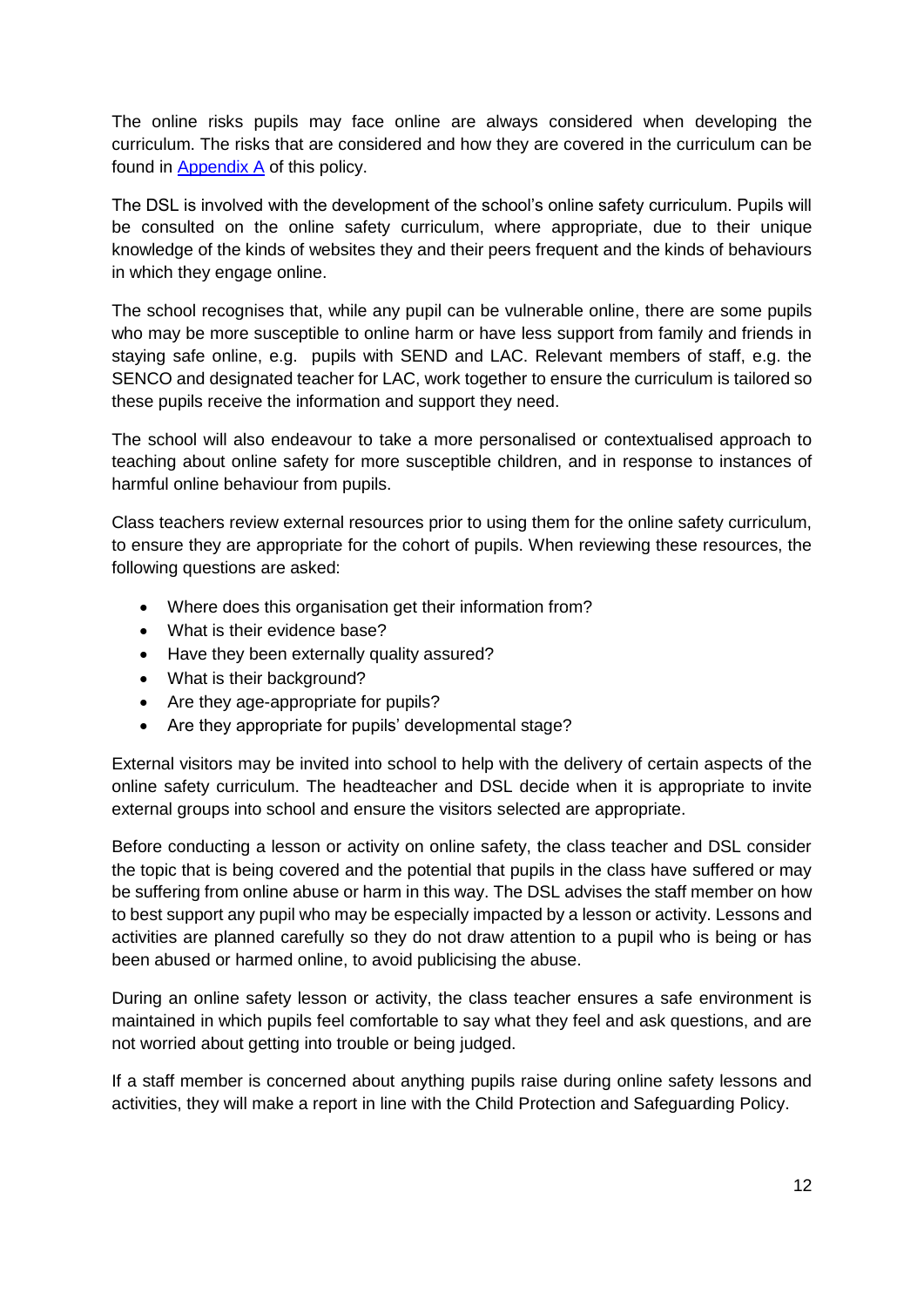The online risks pupils may face online are always considered when developing the curriculum. The risks that are considered and how they are covered in the curriculum can be found in [Appendix A](#) of this policy.

The DSL is involved with the development of the school's online safety curriculum. Pupils will be consulted on the online safety curriculum, where appropriate, due to their unique knowledge of the kinds of websites they and their peers frequent and the kinds of behaviours in which they engage online.

The school recognises that, while any pupil can be vulnerable online, there are some pupils who may be more susceptible to online harm or have less support from family and friends in staying safe online, e.g. pupils with SEND and LAC. Relevant members of staff, e.g. the SENCO and designated teacher for LAC, work together to ensure the curriculum is tailored so these pupils receive the information and support they need.

The school will also endeavour to take a more personalised or contextualised approach to teaching about online safety for more susceptible children, and in response to instances of harmful online behaviour from pupils.

Class teachers review external resources prior to using them for the online safety curriculum, to ensure they are appropriate for the cohort of pupils. When reviewing these resources, the following questions are asked:

- Where does this organisation get their information from?
- What is their evidence base?
- Have they been externally quality assured?
- What is their background?
- Are they age-appropriate for pupils?
- Are they appropriate for pupils' developmental stage?

External visitors may be invited into school to help with the delivery of certain aspects of the online safety curriculum. The headteacher and DSL decide when it is appropriate to invite external groups into school and ensure the visitors selected are appropriate.

Before conducting a lesson or activity on online safety, the class teacher and DSL consider the topic that is being covered and the potential that pupils in the class have suffered or may be suffering from online abuse or harm in this way. The DSL advises the staff member on how to best support any pupil who may be especially impacted by a lesson or activity. Lessons and activities are planned carefully so they do not draw attention to a pupil who is being or has been abused or harmed online, to avoid publicising the abuse.

During an online safety lesson or activity, the class teacher ensures a safe environment is maintained in which pupils feel comfortable to say what they feel and ask questions, and are not worried about getting into trouble or being judged.

If a staff member is concerned about anything pupils raise during online safety lessons and activities, they will make a report in line with the Child Protection and Safeguarding Policy.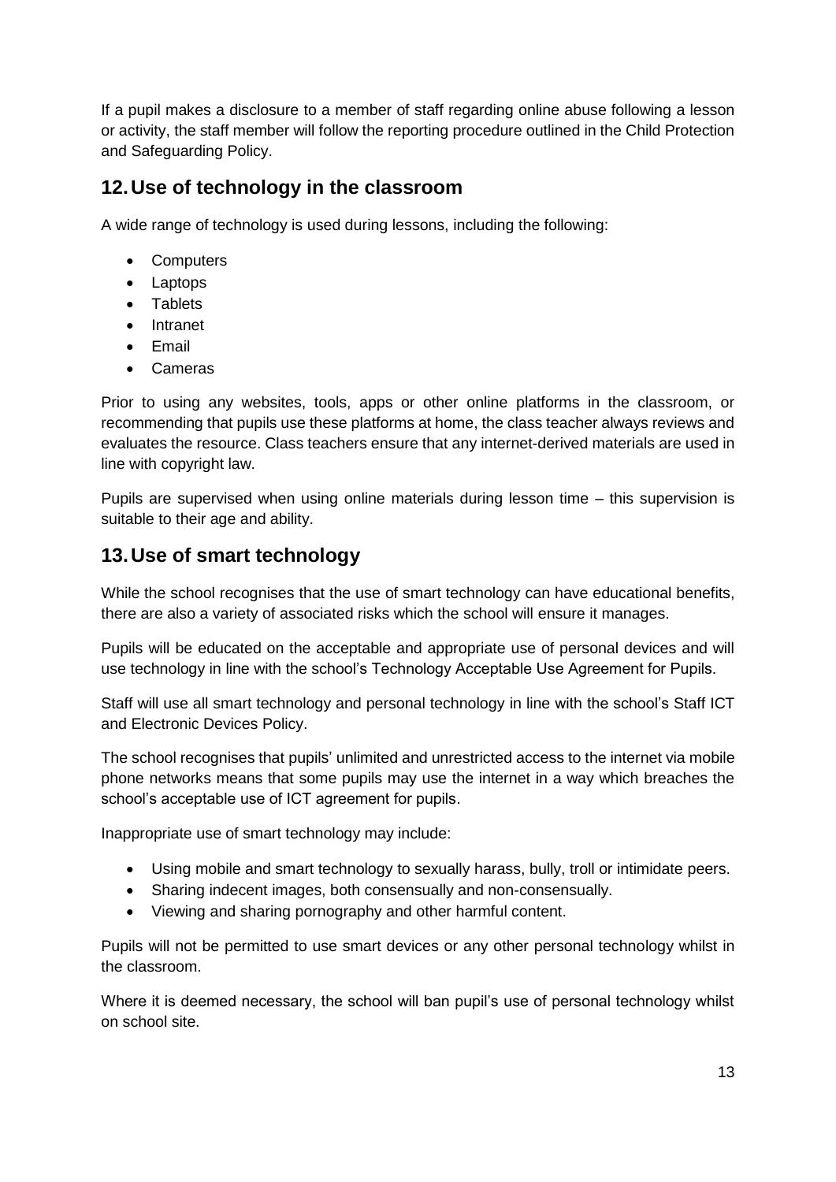If a pupil makes a disclosure to a member of staff regarding online abuse following a lesson or activity, the staff member will follow the reporting procedure outlined in the Child Protection and Safeguarding Policy.

## 12. Use of technology in the classroom

A wide range of technology is used during lessons, including the following:

- Computers
- Laptops
- Tablets
- Intranet
- Email
- Cameras

Prior to using any websites, tools, apps or other online platforms in the classroom, or recommending that pupils use these platforms at home, the class teacher always reviews and evaluates the resource. Class teachers ensure that any internet-derived materials are used in line with copyright law.

Pupils are supervised when using online materials during lesson time – this supervision is suitable to their age and ability.

## 13. Use of smart technology

While the school recognises that the use of smart technology can have educational benefits, there are also a variety of associated risks which the school will ensure it manages.

Pupils will be educated on the acceptable and appropriate use of personal devices and will use technology in line with the school's Technology Acceptable Use Agreement for Pupils.

Staff will use all smart technology and personal technology in line with the school's Staff ICT and Electronic Devices Policy.

The school recognises that pupils' unlimited and unrestricted access to the internet via mobile phone networks means that some pupils may use the internet in a way which breaches the school's acceptable use of ICT agreement for pupils.

Inappropriate use of smart technology may include:

- Using mobile and smart technology to sexually harass, bully, troll or intimidate peers.
- Sharing indecent images, both consensually and non-consensually.
- Viewing and sharing pornography and other harmful content.

Pupils will not be permitted to use smart devices or any other personal technology whilst in the classroom.

Where it is deemed necessary, the school will ban pupil's use of personal technology whilst on school site.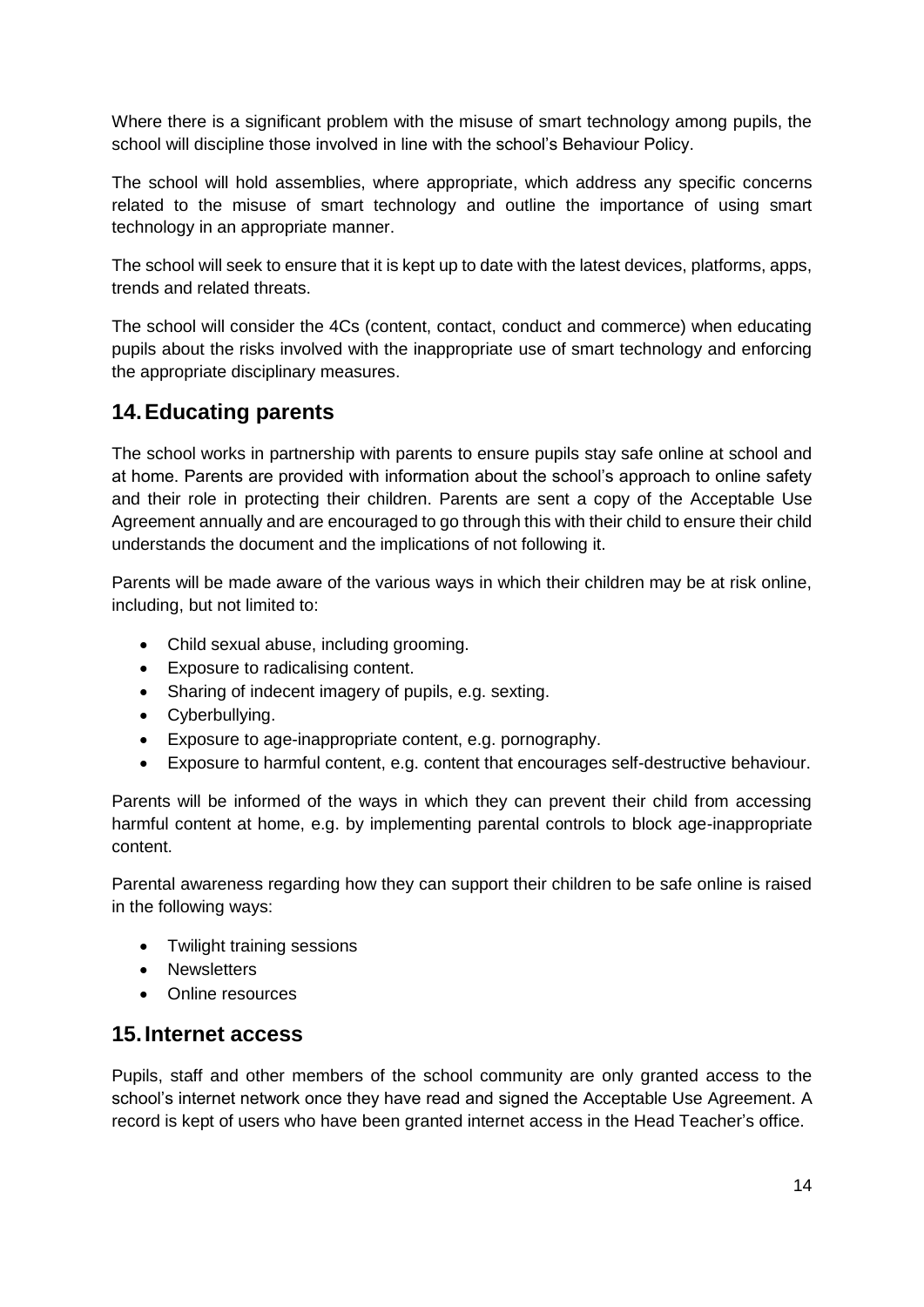Where there is a significant problem with the misuse of smart technology among pupils, the school will discipline those involved in line with the school's Behaviour Policy.

The school will hold assemblies, where appropriate, which address any specific concerns related to the misuse of smart technology and outline the importance of using smart technology in an appropriate manner.

The school will seek to ensure that it is kept up to date with the latest devices, platforms, apps, trends and related threats.

The school will consider the 4Cs (content, contact, conduct and commerce) when educating pupils about the risks involved with the inappropriate use of smart technology and enforcing the appropriate disciplinary measures.

## 14. Educating parents

The school works in partnership with parents to ensure pupils stay safe online at school and at home. Parents are provided with information about the school's approach to online safety and their role in protecting their children. Parents are sent a copy of the Acceptable Use Agreement annually and are encouraged to go through this with their child to ensure their child understands the document and the implications of not following it.

Parents will be made aware of the various ways in which their children may be at risk online, including, but not limited to:

- Child sexual abuse, including grooming.
- Exposure to radicalising content.
- Sharing of indecent imagery of pupils, e.g. sexting.
- Cyberbullying.
- Exposure to age-inappropriate content, e.g. pornography.
- Exposure to harmful content, e.g. content that encourages self-destructive behaviour.

Parents will be informed of the ways in which they can prevent their child from accessing harmful content at home, e.g. by implementing parental controls to block age-inappropriate content.

Parental awareness regarding how they can support their children to be safe online is raised in the following ways:

- Twilight training sessions
- Newsletters
- Online resources

## 15. Internet access

Pupils, staff and other members of the school community are only granted access to the school's internet network once they have read and signed the Acceptable Use Agreement. A record is kept of users who have been granted internet access in the Head Teacher's office.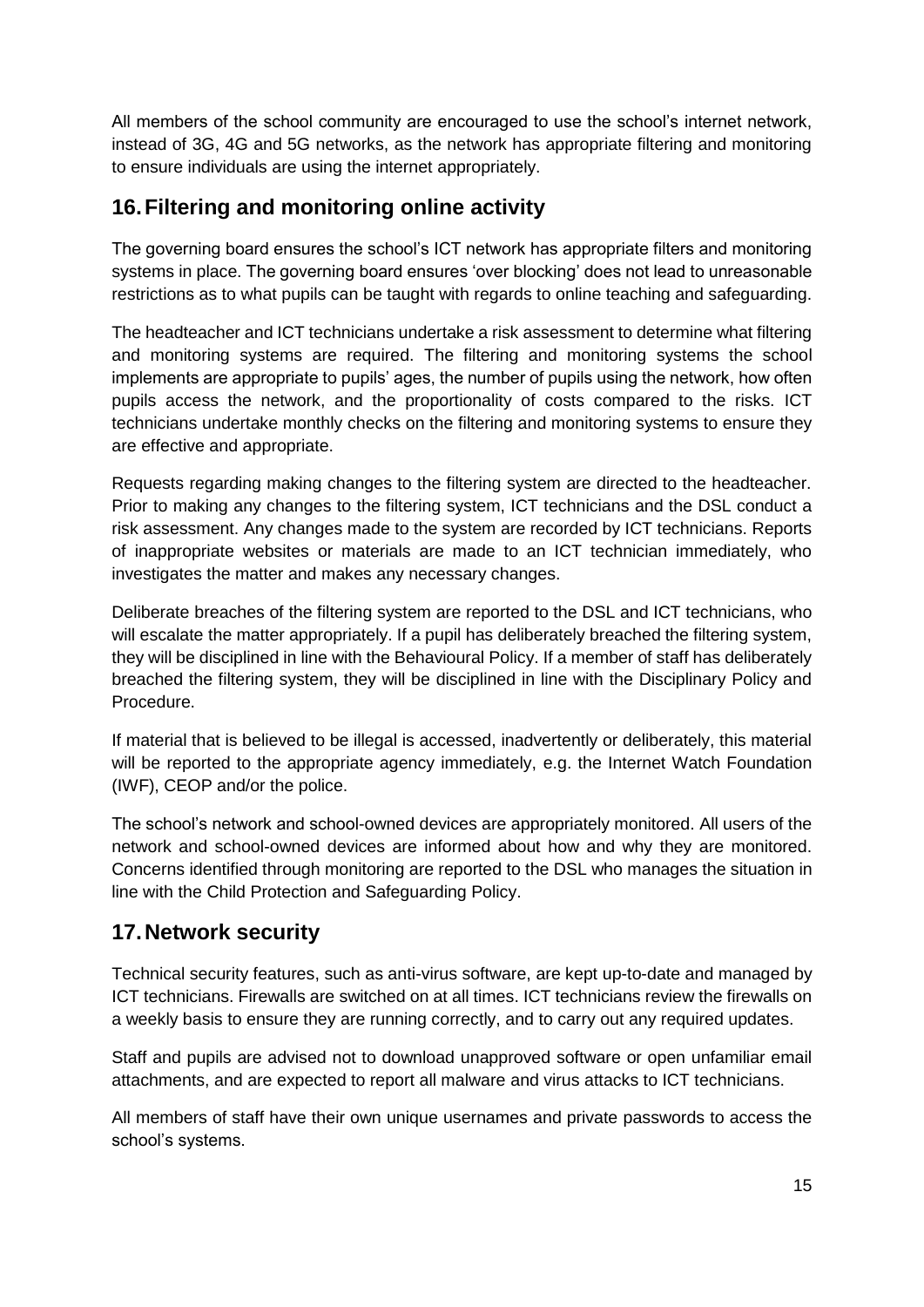All members of the school community are encouraged to use the school's internet network, instead of 3G, 4G and 5G networks, as the network has appropriate filtering and monitoring to ensure individuals are using the internet appropriately.

## 16. Filtering and monitoring online activity

The governing board ensures the school's ICT network has appropriate filters and monitoring systems in place. The governing board ensures 'over blocking' does not lead to unreasonable restrictions as to what pupils can be taught with regards to online teaching and safeguarding.

The headteacher and ICT technicians undertake a risk assessment to determine what filtering and monitoring systems are required. The filtering and monitoring systems the school implements are appropriate to pupils' ages, the number of pupils using the network, how often pupils access the network, and the proportionality of costs compared to the risks. ICT technicians undertake monthly checks on the filtering and monitoring systems to ensure they are effective and appropriate.

Requests regarding making changes to the filtering system are directed to the headteacher. Prior to making any changes to the filtering system, ICT technicians and the DSL conduct a risk assessment. Any changes made to the system are recorded by ICT technicians. Reports of inappropriate websites or materials are made to an ICT technician immediately, who investigates the matter and makes any necessary changes.

Deliberate breaches of the filtering system are reported to the DSL and ICT technicians, who will escalate the matter appropriately. If a pupil has deliberately breached the filtering system, they will be disciplined in line with the Behavioural Policy. If a member of staff has deliberately breached the filtering system, they will be disciplined in line with the Disciplinary Policy and Procedure.

If material that is believed to be illegal is accessed, inadvertently or deliberately, this material will be reported to the appropriate agency immediately, e.g. the Internet Watch Foundation (IWF), CEOP and/or the police.

The school's network and school-owned devices are appropriately monitored. All users of the network and school-owned devices are informed about how and why they are monitored. Concerns identified through monitoring are reported to the DSL who manages the situation in line with the Child Protection and Safeguarding Policy.

## 17. Network security

Technical security features, such as anti-virus software, are kept up-to-date and managed by ICT technicians. Firewalls are switched on at all times. ICT technicians review the firewalls on a weekly basis to ensure they are running correctly, and to carry out any required updates.

Staff and pupils are advised not to download unapproved software or open unfamiliar email attachments, and are expected to report all malware and virus attacks to ICT technicians.

All members of staff have their own unique usernames and private passwords to access the school's systems.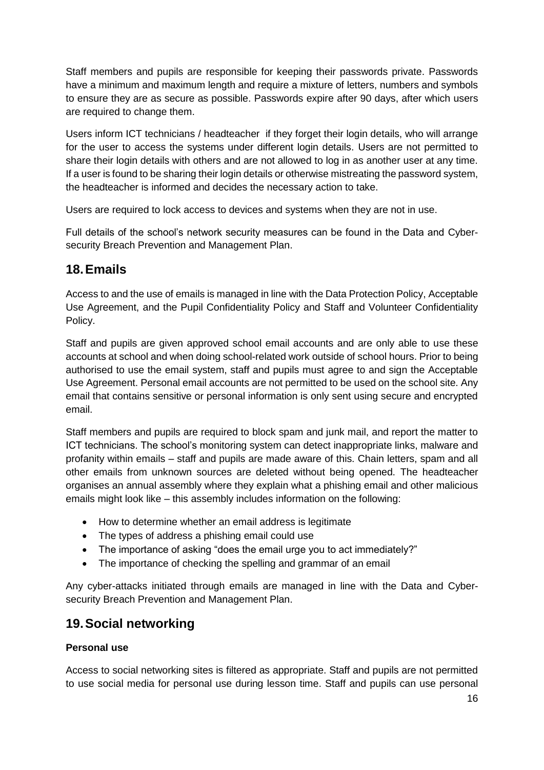Staff members and pupils are responsible for keeping their passwords private. Passwords have a minimum and maximum length and require a mixture of letters, numbers and symbols to ensure they are as secure as possible. Passwords expire after 90 days, after which users are required to change them.

Users inform ICT technicians / headteacher if they forget their login details, who will arrange for the user to access the systems under different login details. Users are not permitted to share their login details with others and are not allowed to log in as another user at any time. If a user is found to be sharing their login details or otherwise mistreating the password system, the headteacher is informed and decides the necessary action to take.

Users are required to lock access to devices and systems when they are not in use.

Full details of the school's network security measures can be found in the Data and Cyber-security Breach Prevention and Management Plan.

## 18. Emails

Access to and the use of emails is managed in line with the Data Protection Policy, Acceptable Use Agreement, and the Pupil Confidentiality Policy and Staff and Volunteer Confidentiality Policy.

Staff and pupils are given approved school email accounts and are only able to use these accounts at school and when doing school-related work outside of school hours. Prior to being authorised to use the email system, staff and pupils must agree to and sign the Acceptable Use Agreement. Personal email accounts are not permitted to be used on the school site. Any email that contains sensitive or personal information is only sent using secure and encrypted email.

Staff members and pupils are required to block spam and junk mail, and report the matter to ICT technicians. The school's monitoring system can detect inappropriate links, malware and profanity within emails – staff and pupils are made aware of this. Chain letters, spam and all other emails from unknown sources are deleted without being opened. The headteacher organises an annual assembly where they explain what a phishing email and other malicious emails might look like – this assembly includes information on the following:

- How to determine whether an email address is legitimate
- The types of address a phishing email could use
- The importance of asking "does the email urge you to act immediately?"
- The importance of checking the spelling and grammar of an email

Any cyber-attacks initiated through emails are managed in line with the Data and Cyber-security Breach Prevention and Management Plan.

## 19. Social networking

**Personal use**

Access to social networking sites is filtered as appropriate. Staff and pupils are not permitted to use social media for personal use during lesson time. Staff and pupils can use personal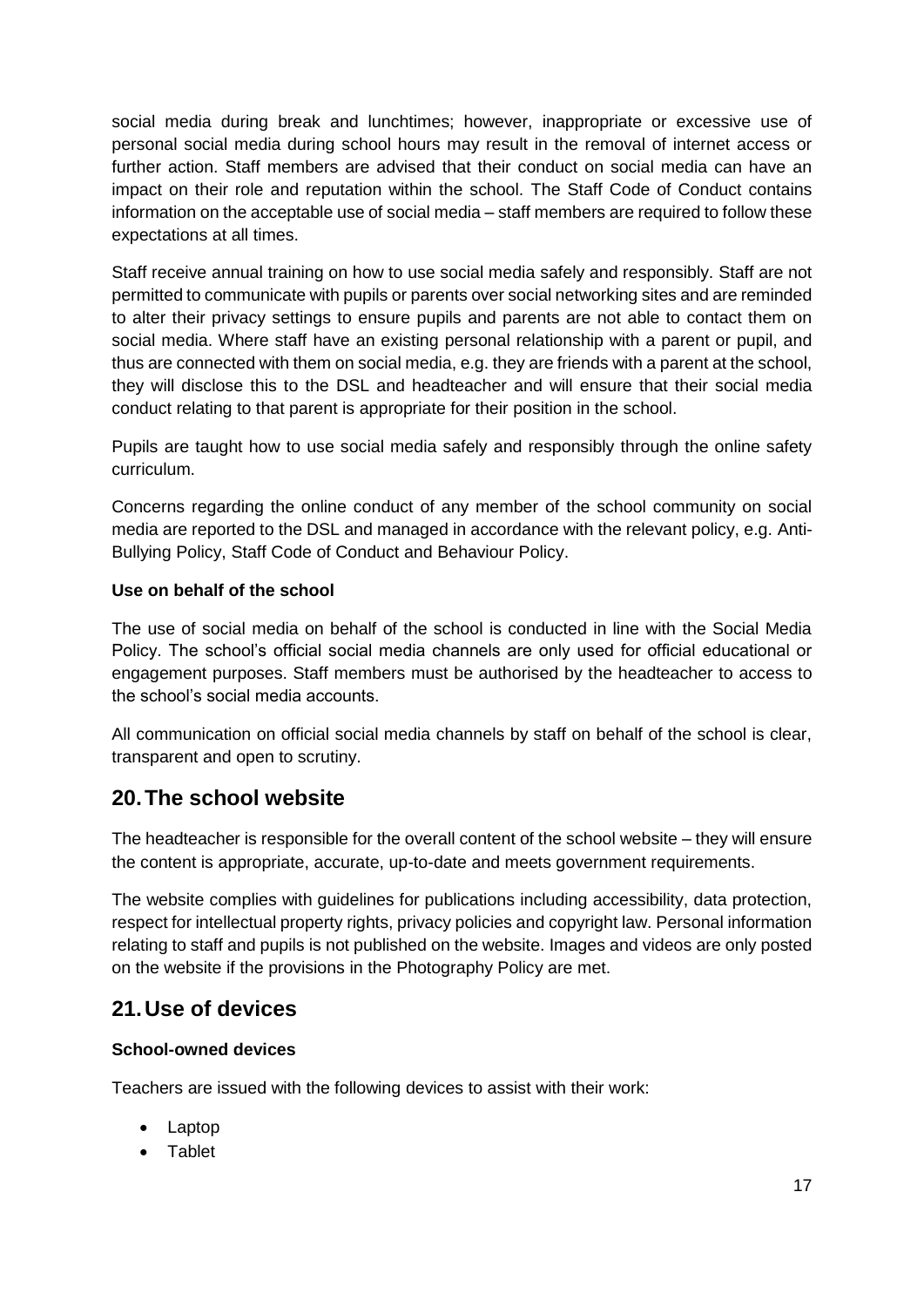social media during break and lunchtimes; however, inappropriate or excessive use of personal social media during school hours may result in the removal of internet access or further action. Staff members are advised that their conduct on social media can have an impact on their role and reputation within the school. The Staff Code of Conduct contains information on the acceptable use of social media – staff members are required to follow these expectations at all times.

Staff receive annual training on how to use social media safely and responsibly. Staff are not permitted to communicate with pupils or parents over social networking sites and are reminded to alter their privacy settings to ensure pupils and parents are not able to contact them on social media. Where staff have an existing personal relationship with a parent or pupil, and thus are connected with them on social media, e.g. they are friends with a parent at the school, they will disclose this to the DSL and headteacher and will ensure that their social media conduct relating to that parent is appropriate for their position in the school.

Pupils are taught how to use social media safely and responsibly through the online safety curriculum.

Concerns regarding the online conduct of any member of the school community on social media are reported to the DSL and managed in accordance with the relevant policy, e.g. Anti-Bullying Policy, Staff Code of Conduct and Behaviour Policy.

**Use on behalf of the school**

The use of social media on behalf of the school is conducted in line with the Social Media Policy. The school's official social media channels are only used for official educational or engagement purposes. Staff members must be authorised by the headteacher to access to the school's social media accounts.

All communication on official social media channels by staff on behalf of the school is clear, transparent and open to scrutiny.

## 20. The school website

The headteacher is responsible for the overall content of the school website – they will ensure the content is appropriate, accurate, up-to-date and meets government requirements.

The website complies with guidelines for publications including accessibility, data protection, respect for intellectual property rights, privacy policies and copyright law. Personal information relating to staff and pupils is not published on the website. Images and videos are only posted on the website if the provisions in the Photography Policy are met.

## 21. Use of devices

**School-owned devices**

Teachers are issued with the following devices to assist with their work:

- Laptop
- Tablet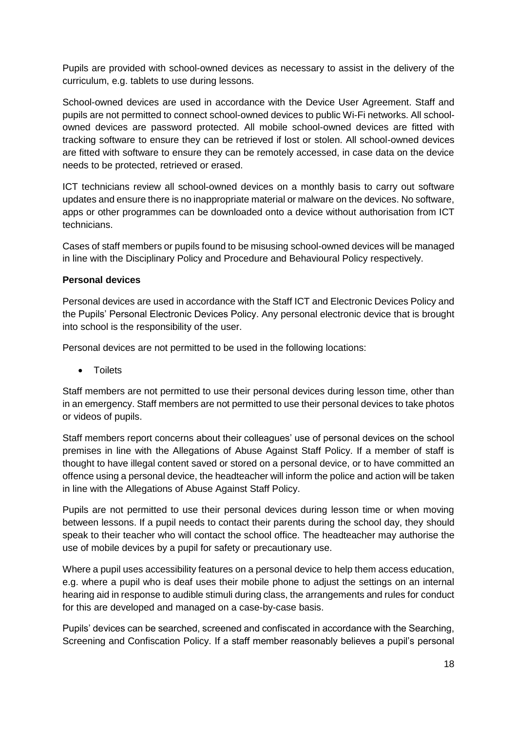Pupils are provided with school-owned devices as necessary to assist in the delivery of the curriculum, e.g. tablets to use during lessons.

School-owned devices are used in accordance with the Device User Agreement. Staff and pupils are not permitted to connect school-owned devices to public Wi-Fi networks. All school-owned devices are password protected. All mobile school-owned devices are fitted with tracking software to ensure they can be retrieved if lost or stolen. All school-owned devices are fitted with software to ensure they can be remotely accessed, in case data on the device needs to be protected, retrieved or erased.

ICT technicians review all school-owned devices on a monthly basis to carry out software updates and ensure there is no inappropriate material or malware on the devices. No software, apps or other programmes can be downloaded onto a device without authorisation from ICT technicians.

Cases of staff members or pupils found to be misusing school-owned devices will be managed in line with the Disciplinary Policy and Procedure and Behavioural Policy respectively.

**Personal devices**

Personal devices are used in accordance with the Staff ICT and Electronic Devices Policy and the Pupils' Personal Electronic Devices Policy. Any personal electronic device that is brought into school is the responsibility of the user.

Personal devices are not permitted to be used in the following locations:

- Toilets

Staff members are not permitted to use their personal devices during lesson time, other than in an emergency. Staff members are not permitted to use their personal devices to take photos or videos of pupils.

Staff members report concerns about their colleagues' use of personal devices on the school premises in line with the Allegations of Abuse Against Staff Policy. If a member of staff is thought to have illegal content saved or stored on a personal device, or to have committed an offence using a personal device, the headteacher will inform the police and action will be taken in line with the Allegations of Abuse Against Staff Policy.

Pupils are not permitted to use their personal devices during lesson time or when moving between lessons. If a pupil needs to contact their parents during the school day, they should speak to their teacher who will contact the school office. The headteacher may authorise the use of mobile devices by a pupil for safety or precautionary use.

Where a pupil uses accessibility features on a personal device to help them access education, e.g. where a pupil who is deaf uses their mobile phone to adjust the settings on an internal hearing aid in response to audible stimuli during class, the arrangements and rules for conduct for this are developed and managed on a case-by-case basis.

Pupils' devices can be searched, screened and confiscated in accordance with the Searching, Screening and Confiscation Policy. If a staff member reasonably believes a pupil's personal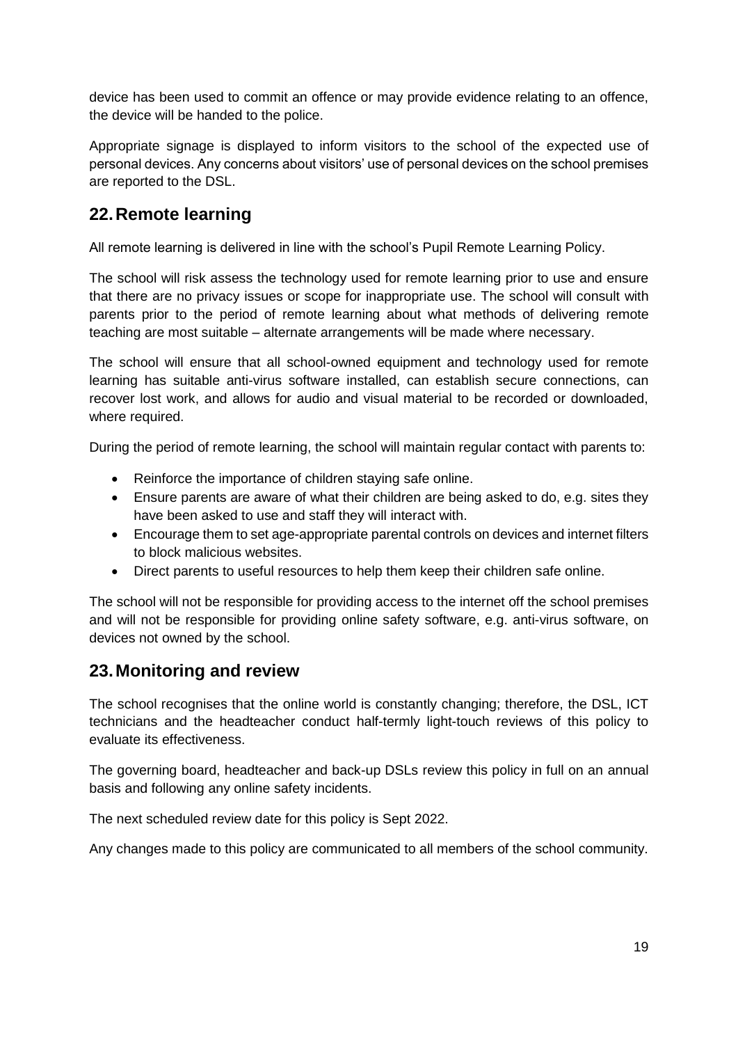device has been used to commit an offence or may provide evidence relating to an offence, the device will be handed to the police.

Appropriate signage is displayed to inform visitors to the school of the expected use of personal devices. Any concerns about visitors' use of personal devices on the school premises are reported to the DSL.

## 22. Remote learning

All remote learning is delivered in line with the school's Pupil Remote Learning Policy.

The school will risk assess the technology used for remote learning prior to use and ensure that there are no privacy issues or scope for inappropriate use. The school will consult with parents prior to the period of remote learning about what methods of delivering remote teaching are most suitable – alternate arrangements will be made where necessary.

The school will ensure that all school-owned equipment and technology used for remote learning has suitable anti-virus software installed, can establish secure connections, can recover lost work, and allows for audio and visual material to be recorded or downloaded, where required.

During the period of remote learning, the school will maintain regular contact with parents to:

- Reinforce the importance of children staying safe online.
- Ensure parents are aware of what their children are being asked to do, e.g. sites they have been asked to use and staff they will interact with.
- Encourage them to set age-appropriate parental controls on devices and internet filters to block malicious websites.
- Direct parents to useful resources to help them keep their children safe online.

The school will not be responsible for providing access to the internet off the school premises and will not be responsible for providing online safety software, e.g. anti-virus software, on devices not owned by the school.

## 23. Monitoring and review

The school recognises that the online world is constantly changing; therefore, the DSL, ICT technicians and the headteacher conduct half-termly light-touch reviews of this policy to evaluate its effectiveness.

The governing board, headteacher and back-up DSLs review this policy in full on an annual basis and following any online safety incidents.

The next scheduled review date for this policy is Sept 2022.

Any changes made to this policy are communicated to all members of the school community.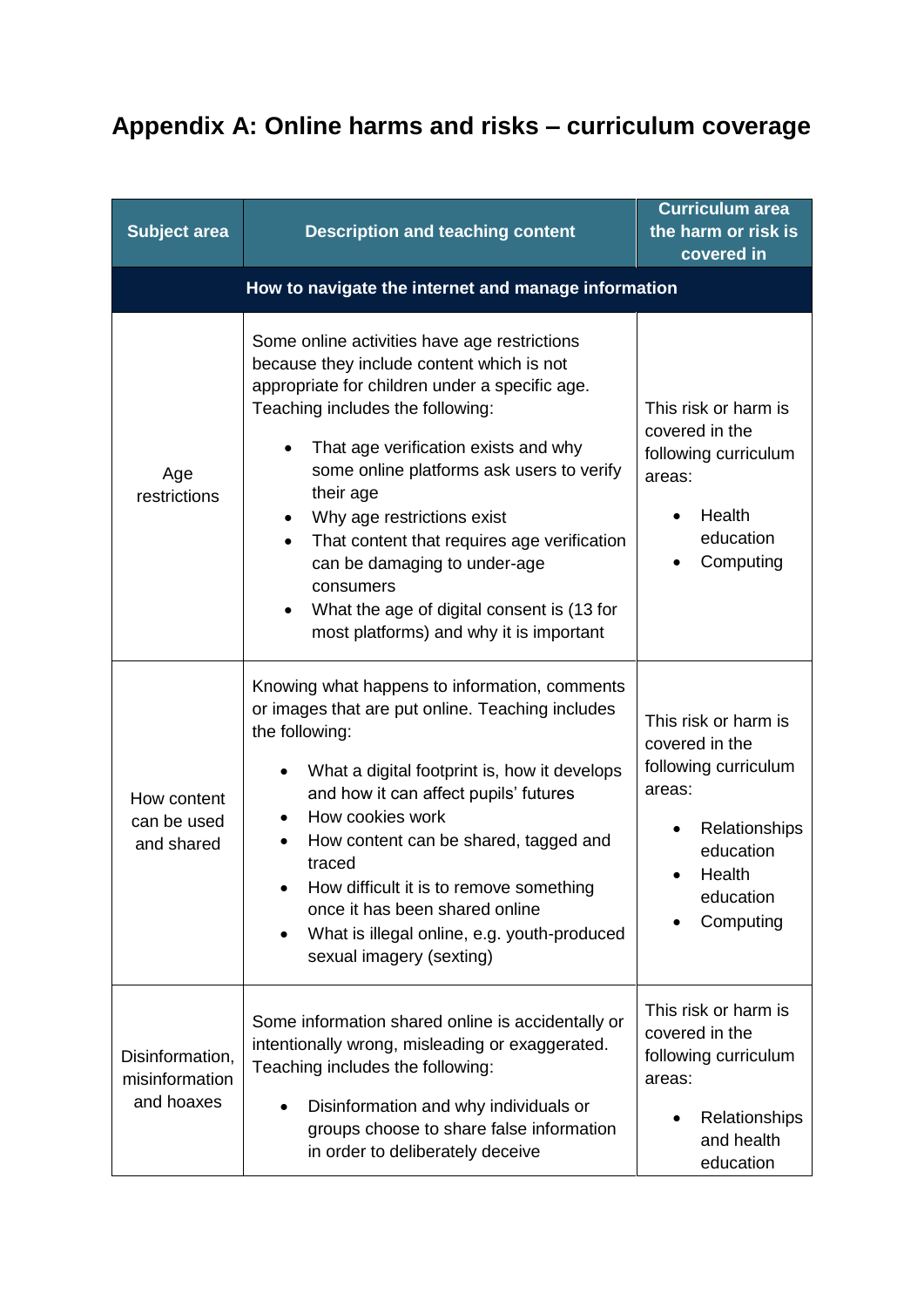## Appendix A: Online harms and risks – curriculum coverage

| Subject area | Description and teaching content | Curriculum area the harm or risk is covered in |
|---|---|---|
| **How to navigate the internet and manage information** | | |
| Age restrictions | Some online activities have age restrictions because they include content which is not appropriate for children under a specific age. Teaching includes the following:<br>• That age verification exists and why some online platforms ask users to verify their age<br>• Why age restrictions exist<br>• That content that requires age verification can be damaging to under-age consumers<br>• What the age of digital consent is (13 for most platforms) and why it is important | This risk or harm is covered in the following curriculum areas:<br>• Health education<br>• Computing |
| How content can be used and shared | Knowing what happens to information, comments or images that are put online. Teaching includes the following:<br>• What a digital footprint is, how it develops and how it can affect pupils' futures<br>• How cookies work<br>• How content can be shared, tagged and traced<br>• How difficult it is to remove something once it has been shared online<br>• What is illegal online, e.g. youth-produced sexual imagery (sexting) | This risk or harm is covered in the following curriculum areas:<br>• Relationships education<br>• Health education<br>• Computing |
| Disinformation, misinformation and hoaxes | Some information shared online is accidentally or intentionally wrong, misleading or exaggerated. Teaching includes the following:<br>• Disinformation and why individuals or groups choose to share false information in order to deliberately deceive | This risk or harm is covered in the following curriculum areas:<br>• Relationships and health education |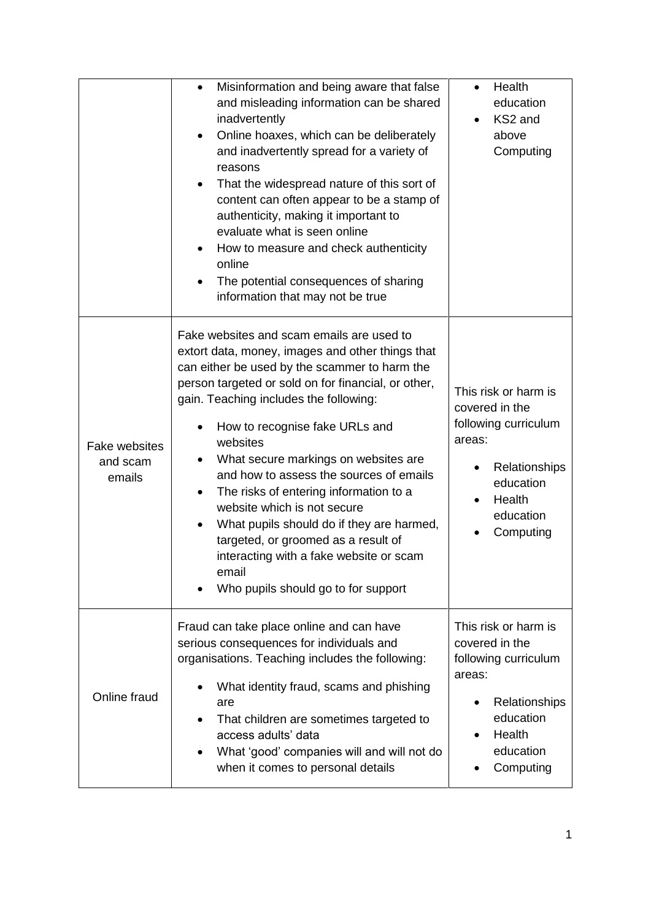| | | |
|---|---|---|
| | • Misinformation and being aware that false and misleading information can be shared inadvertently<br>• Online hoaxes, which can be deliberately and inadvertently spread for a variety of reasons<br>• That the widespread nature of this sort of content can often appear to be a stamp of authenticity, making it important to evaluate what is seen online<br>• How to measure and check authenticity online<br>• The potential consequences of sharing information that may not be true | • Health education<br>• KS2 and above Computing |
| Fake websites and scam emails | Fake websites and scam emails are used to extort data, money, images and other things that can either be used by the scammer to harm the person targeted or sold on for financial, or other, gain. Teaching includes the following:<br>• How to recognise fake URLs and websites<br>• What secure markings on websites are and how to assess the sources of emails<br>• The risks of entering information to a website which is not secure<br>• What pupils should do if they are harmed, targeted, or groomed as a result of interacting with a fake website or scam email<br>• Who pupils should go to for support | This risk or harm is covered in the following curriculum areas:<br>• Relationships education<br>• Health education<br>• Computing |
| Online fraud | Fraud can take place online and can have serious consequences for individuals and organisations. Teaching includes the following:<br>• What identity fraud, scams and phishing are<br>• That children are sometimes targeted to access adults' data<br>• What 'good' companies will and will not do when it comes to personal details | This risk or harm is covered in the following curriculum areas:<br>• Relationships education<br>• Health education<br>• Computing |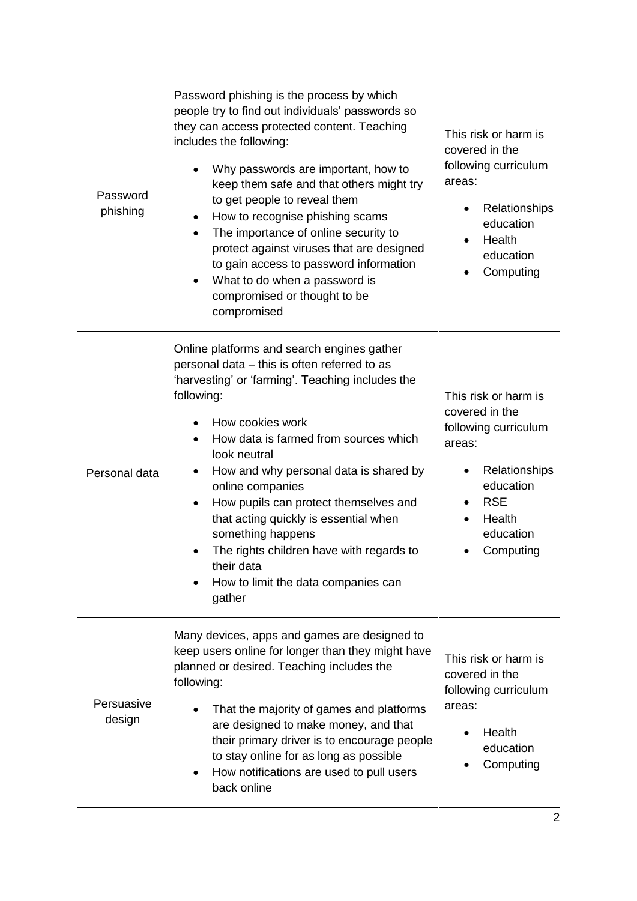| | | |
|---|---|---|
| Password phishing | Password phishing is the process by which people try to find out individuals' passwords so they can access protected content. Teaching includes the following:<br><br>• Why passwords are important, how to keep them safe and that others might try to get people to reveal them<br>• How to recognise phishing scams<br>• The importance of online security to protect against viruses that are designed to gain access to password information<br>• What to do when a password is compromised or thought to be compromised | This risk or harm is covered in the following curriculum areas:<br><br>• Relationships education<br>• Health education<br>• Computing |
| Personal data | Online platforms and search engines gather personal data – this is often referred to as 'harvesting' or 'farming'. Teaching includes the following:<br><br>• How cookies work<br>• How data is farmed from sources which look neutral<br>• How and why personal data is shared by online companies<br>• How pupils can protect themselves and that acting quickly is essential when something happens<br>• The rights children have with regards to their data<br>• How to limit the data companies can gather | This risk or harm is covered in the following curriculum areas:<br><br>• Relationships education<br>• RSE<br>• Health education<br>• Computing |
| Persuasive design | Many devices, apps and games are designed to keep users online for longer than they might have planned or desired. Teaching includes the following:<br><br>• That the majority of games and platforms are designed to make money, and that their primary driver is to encourage people to stay online for as long as possible<br>• How notifications are used to pull users back online | This risk or harm is covered in the following curriculum areas:<br><br>• Health education<br>• Computing |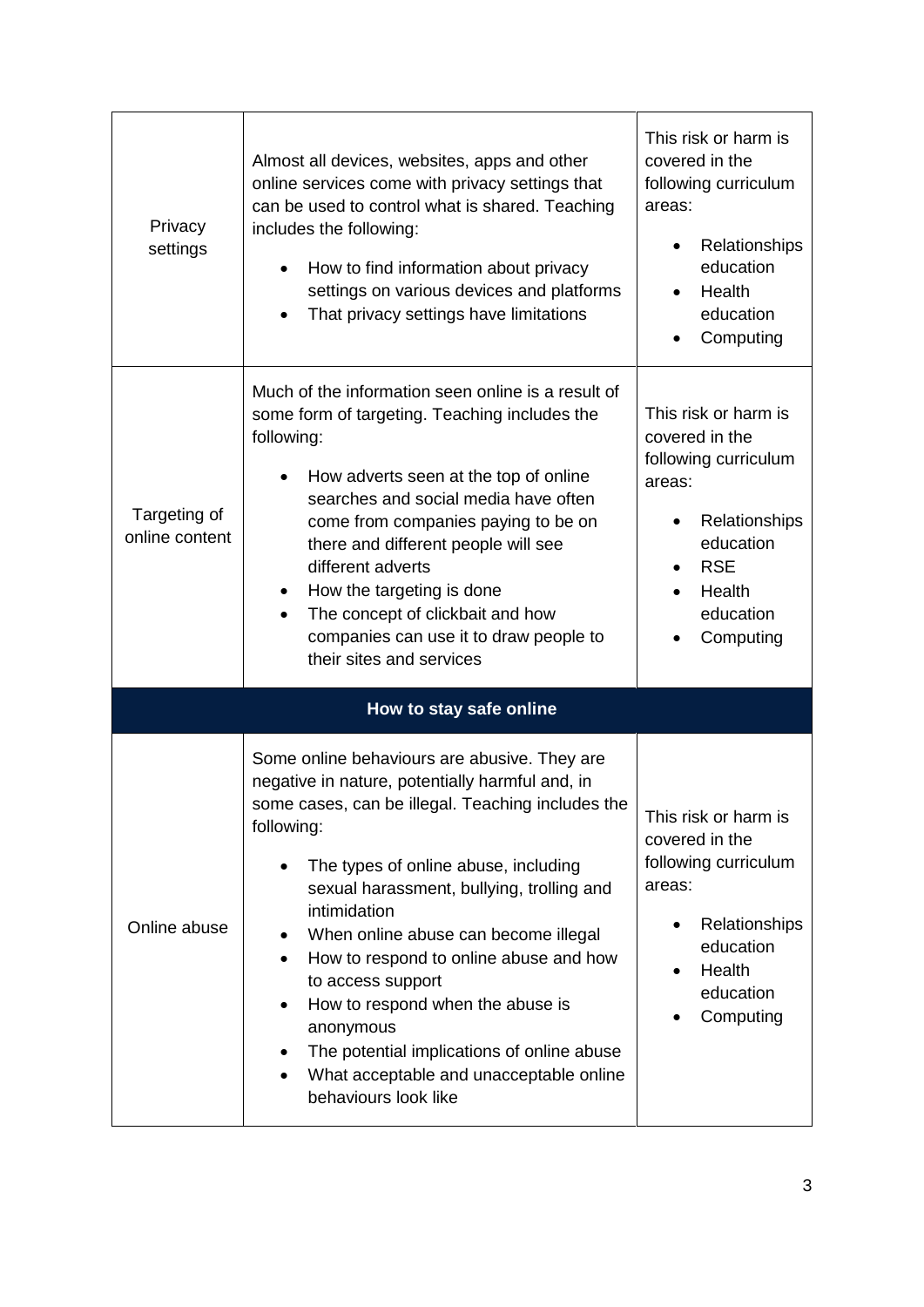| | | |
|---|---|---|
| Privacy settings | Almost all devices, websites, apps and other online services come with privacy settings that can be used to control what is shared. Teaching includes the following:<br>• How to find information about privacy settings on various devices and platforms<br>• That privacy settings have limitations | This risk or harm is covered in the following curriculum areas:<br>• Relationships education<br>• Health education<br>• Computing |
| Targeting of online content | Much of the information seen online is a result of some form of targeting. Teaching includes the following:<br>• How adverts seen at the top of online searches and social media have often come from companies paying to be on there and different people will see different adverts<br>• How the targeting is done<br>• The concept of clickbait and how companies can use it to draw people to their sites and services | This risk or harm is covered in the following curriculum areas:<br>• Relationships education<br>• RSE<br>• Health education<br>• Computing |
| **How to stay safe online** | | |
| Online abuse | Some online behaviours are abusive. They are negative in nature, potentially harmful and, in some cases, can be illegal. Teaching includes the following:<br>• The types of online abuse, including sexual harassment, bullying, trolling and intimidation<br>• When online abuse can become illegal<br>• How to respond to online abuse and how to access support<br>• How to respond when the abuse is anonymous<br>• The potential implications of online abuse<br>• What acceptable and unacceptable online behaviours look like | This risk or harm is covered in the following curriculum areas:<br>• Relationships education<br>• Health education<br>• Computing |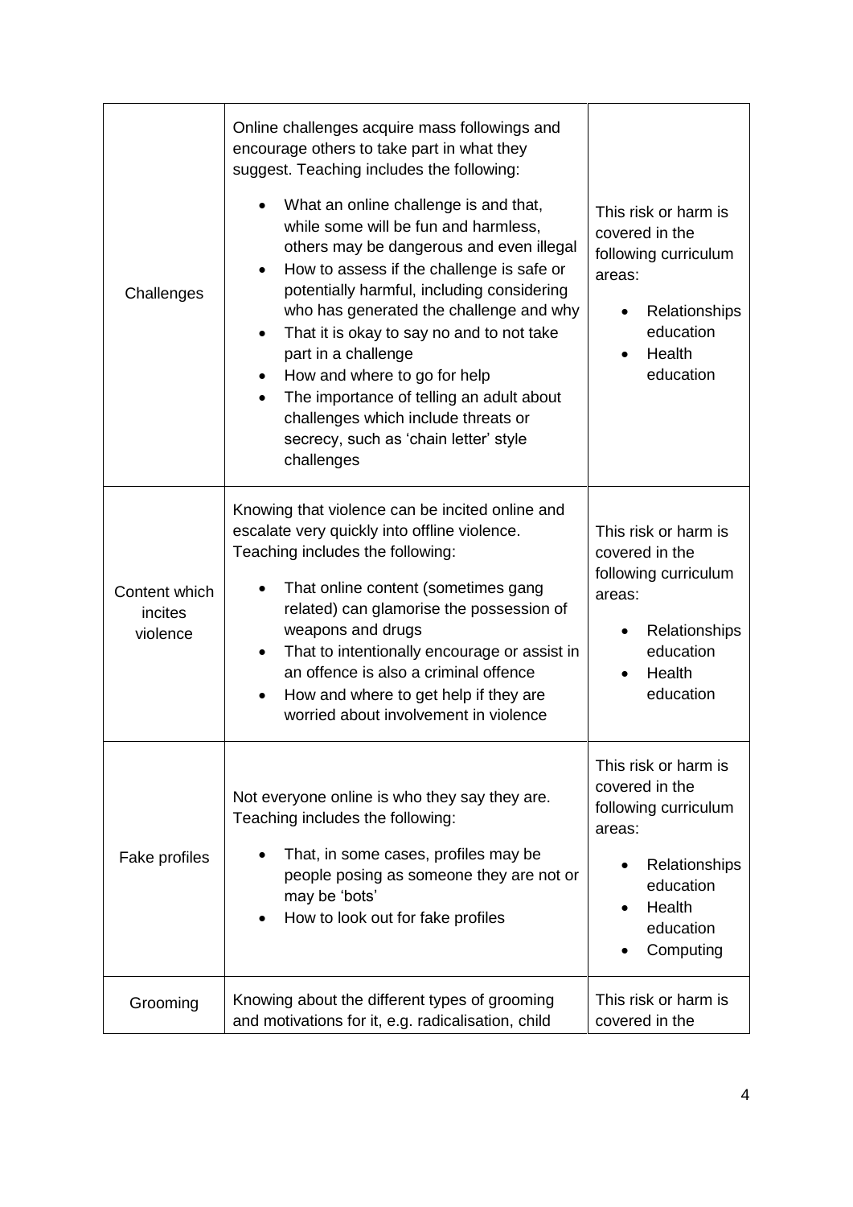| | | |
|---|---|---|
| Challenges | Online challenges acquire mass followings and encourage others to take part in what they suggest. Teaching includes the following:<br><br>• What an online challenge is and that, while some will be fun and harmless, others may be dangerous and even illegal<br>• How to assess if the challenge is safe or potentially harmful, including considering who has generated the challenge and why<br>• That it is okay to say no and to not take part in a challenge<br>• How and where to go for help<br>• The importance of telling an adult about challenges which include threats or secrecy, such as 'chain letter' style challenges | This risk or harm is covered in the following curriculum areas:<br><br>• Relationships education<br>• Health education |
| Content which incites violence | Knowing that violence can be incited online and escalate very quickly into offline violence. Teaching includes the following:<br><br>• That online content (sometimes gang related) can glamorise the possession of weapons and drugs<br>• That to intentionally encourage or assist in an offence is also a criminal offence<br>• How and where to get help if they are worried about involvement in violence | This risk or harm is covered in the following curriculum areas:<br><br>• Relationships education<br>• Health education |
| Fake profiles | Not everyone online is who they say they are. Teaching includes the following:<br><br>• That, in some cases, profiles may be people posing as someone they are not or may be 'bots'<br>• How to look out for fake profiles | This risk or harm is covered in the following curriculum areas:<br><br>• Relationships education<br>• Health education<br>• Computing |
| Grooming | Knowing about the different types of grooming and motivations for it, e.g. radicalisation, child | This risk or harm is covered in the |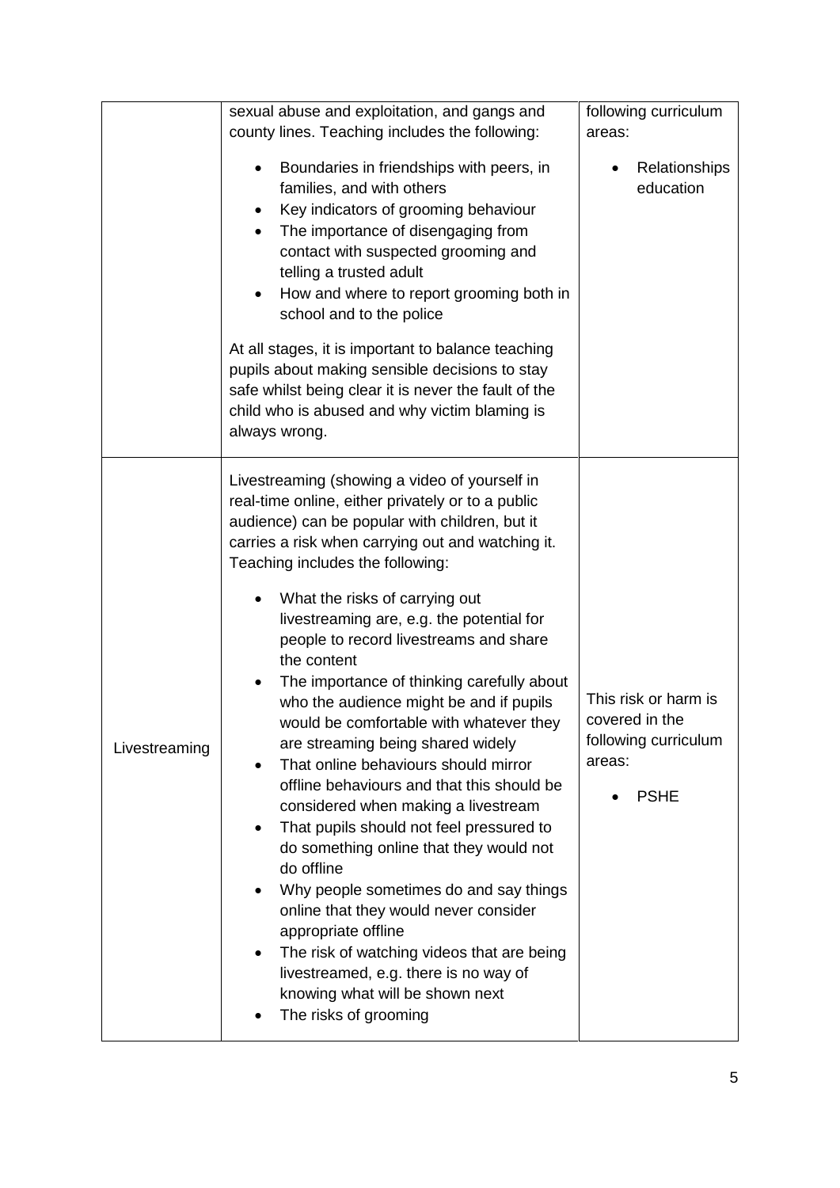| | | |
|---|---|---|
| | sexual abuse and exploitation, and gangs and county lines. Teaching includes the following:<br><br>• Boundaries in friendships with peers, in families, and with others<br>• Key indicators of grooming behaviour<br>• The importance of disengaging from contact with suspected grooming and telling a trusted adult<br>• How and where to report grooming both in school and to the police<br><br>At all stages, it is important to balance teaching pupils about making sensible decisions to stay safe whilst being clear it is never the fault of the child who is abused and why victim blaming is always wrong. | following curriculum areas:<br><br>• Relationships education |
| Livestreaming | Livestreaming (showing a video of yourself in real-time online, either privately or to a public audience) can be popular with children, but it carries a risk when carrying out and watching it. Teaching includes the following:<br><br>• What the risks of carrying out livestreaming are, e.g. the potential for people to record livestreams and share the content<br>• The importance of thinking carefully about who the audience might be and if pupils would be comfortable with whatever they are streaming being shared widely<br>• That online behaviours should mirror offline behaviours and that this should be considered when making a livestream<br>• That pupils should not feel pressured to do something online that they would not do offline<br>• Why people sometimes do and say things online that they would never consider appropriate offline<br>• The risk of watching videos that are being livestreamed, e.g. there is no way of knowing what will be shown next<br>• The risks of grooming | This risk or harm is covered in the following curriculum areas:<br><br>• PSHE |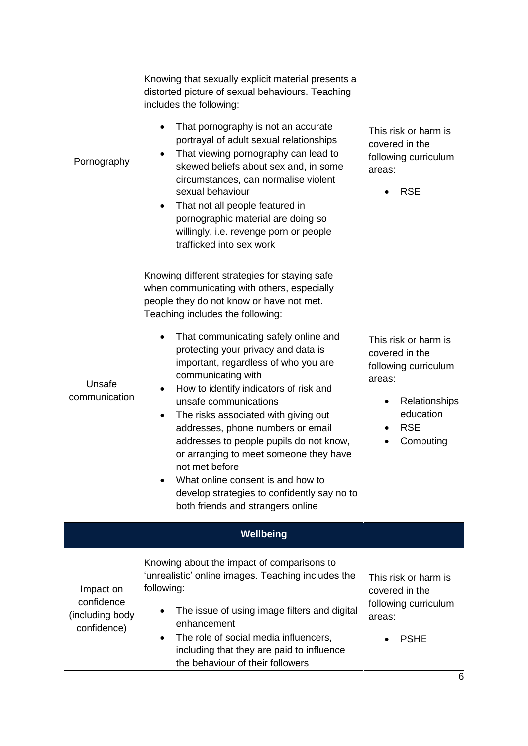| | | |
|---|---|---|
| Pornography | Knowing that sexually explicit material presents a distorted picture of sexual behaviours. Teaching includes the following:<br>• That pornography is not an accurate portrayal of adult sexual relationships<br>• That viewing pornography can lead to skewed beliefs about sex and, in some circumstances, can normalise violent sexual behaviour<br>• That not all people featured in pornographic material are doing so willingly, i.e. revenge porn or people trafficked into sex work | This risk or harm is covered in the following curriculum areas:<br>• RSE |
| Unsafe communication | Knowing different strategies for staying safe when communicating with others, especially people they do not know or have not met. Teaching includes the following:<br>• That communicating safely online and protecting your privacy and data is important, regardless of who you are communicating with<br>• How to identify indicators of risk and unsafe communications<br>• The risks associated with giving out addresses, phone numbers or email addresses to people pupils do not know, or arranging to meet someone they have not met before<br>• What online consent is and how to develop strategies to confidently say no to both friends and strangers online | This risk or harm is covered in the following curriculum areas:<br>• Relationships education<br>• RSE<br>• Computing |
| **Wellbeing** | | |
| Impact on confidence (including body confidence) | Knowing about the impact of comparisons to 'unrealistic' online images. Teaching includes the following:<br>• The issue of using image filters and digital enhancement<br>• The role of social media influencers, including that they are paid to influence the behaviour of their followers | This risk or harm is covered in the following curriculum areas:<br>• PSHE |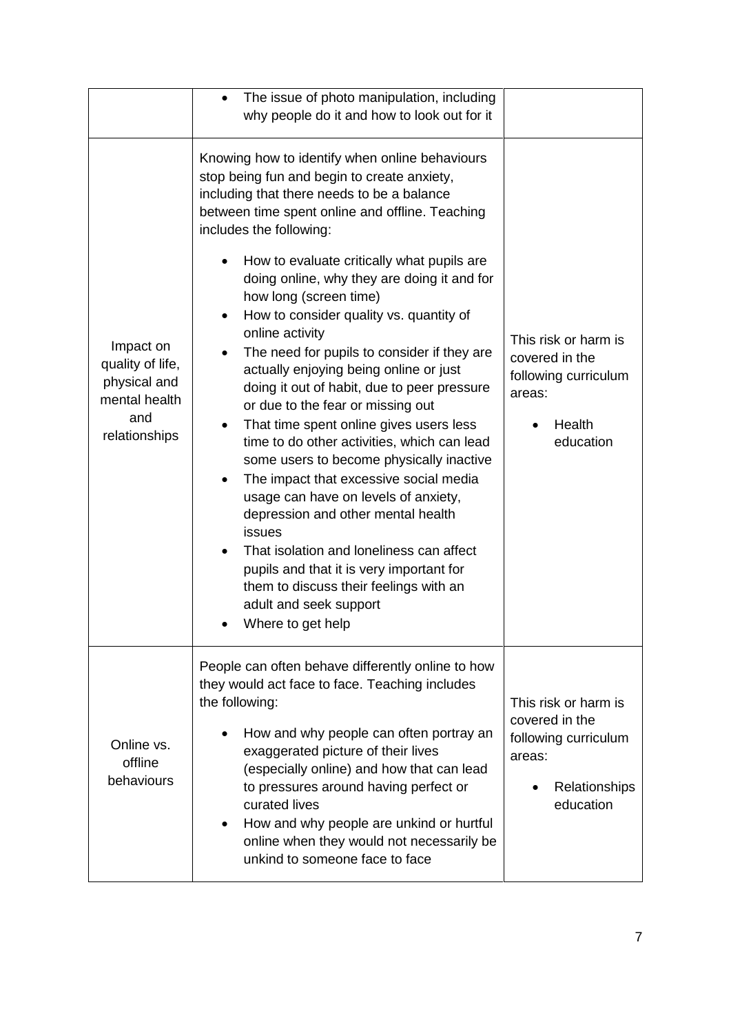| | | |
|---|---|---|
| | • The issue of photo manipulation, including why people do it and how to look out for it | |
| Impact on quality of life, physical and mental health and relationships | Knowing how to identify when online behaviours stop being fun and begin to create anxiety, including that there needs to be a balance between time spent online and offline. Teaching includes the following:<br><br>• How to evaluate critically what pupils are doing online, why they are doing it and for how long (screen time)<br>• How to consider quality vs. quantity of online activity<br>• The need for pupils to consider if they are actually enjoying being online or just doing it out of habit, due to peer pressure or due to the fear or missing out<br>• That time spent online gives users less time to do other activities, which can lead some users to become physically inactive<br>• The impact that excessive social media usage can have on levels of anxiety, depression and other mental health issues<br>• That isolation and loneliness can affect pupils and that it is very important for them to discuss their feelings with an adult and seek support<br>• Where to get help | This risk or harm is covered in the following curriculum areas:<br><br>• Health education |
| Online vs. offline behaviours | People can often behave differently online to how they would act face to face. Teaching includes the following:<br><br>• How and why people can often portray an exaggerated picture of their lives (especially online) and how that can lead to pressures around having perfect or curated lives<br>• How and why people are unkind or hurtful online when they would not necessarily be unkind to someone face to face | This risk or harm is covered in the following curriculum areas:<br><br>• Relationships education |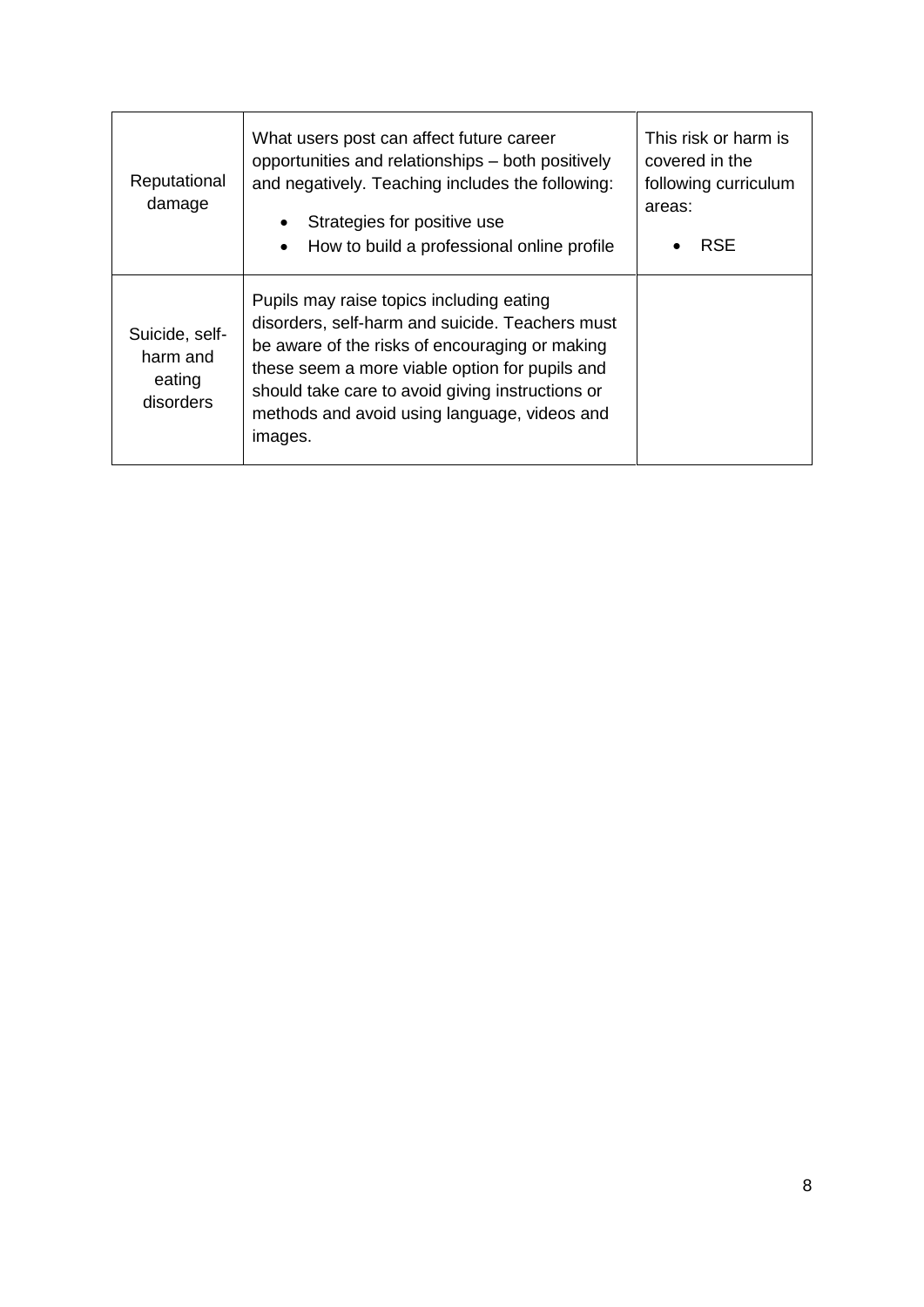| | | |
|---|---|---|
| Reputational damage | What users post can affect future career opportunities and relationships – both positively and negatively. Teaching includes the following:<br>• Strategies for positive use<br>• How to build a professional online profile | This risk or harm is covered in the following curriculum areas:<br>• RSE |
| Suicide, self-harm and eating disorders | Pupils may raise topics including eating disorders, self-harm and suicide. Teachers must be aware of the risks of encouraging or making these seem a more viable option for pupils and should take care to avoid giving instructions or methods and avoid using language, videos and images. | |